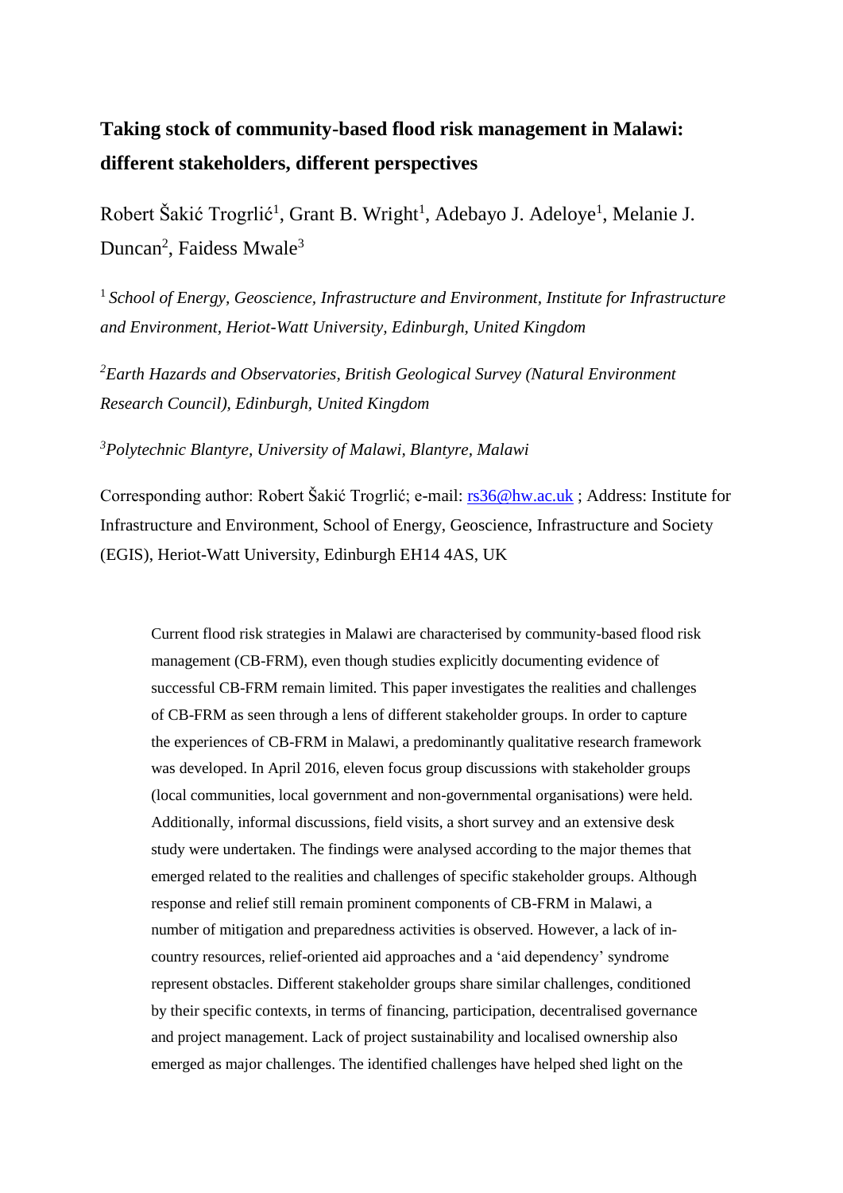# Taking stock of community-based flood risk management in Malawi: different stakeholders, different perspectives

Robert Šakić Trogrlić[1], Grant B. Wright[1], Adebayo J. Adeloye[1], Melanie J. Duncan[2], Faidess Mwale[3]

[1] *School of Energy, Geoscience, Infrastructure and Environment, Institute for Infrastructure and Environment, Heriot-Watt University, Edinburgh, United Kingdom*

[2] *Earth Hazards and Observatories, British Geological Survey (Natural Environment Research Council), Edinburgh, United Kingdom*

[3] *Polytechnic Blantyre, University of Malawi, Blantyre, Malawi*

Corresponding author: Robert Šakić Trogrlić; e-mail: rs36@hw.ac.uk ; Address: Institute for Infrastructure and Environment, School of Energy, Geoscience, Infrastructure and Society (EGIS), Heriot-Watt University, Edinburgh EH14 4AS, UK

Current flood risk strategies in Malawi are characterised by community-based flood risk management (CB-FRM), even though studies explicitly documenting evidence of successful CB-FRM remain limited. This paper investigates the realities and challenges of CB-FRM as seen through a lens of different stakeholder groups. In order to capture the experiences of CB-FRM in Malawi, a predominantly qualitative research framework was developed. In April 2016, eleven focus group discussions with stakeholder groups (local communities, local government and non-governmental organisations) were held. Additionally, informal discussions, field visits, a short survey and an extensive desk study were undertaken. The findings were analysed according to the major themes that emerged related to the realities and challenges of specific stakeholder groups. Although response and relief still remain prominent components of CB-FRM in Malawi, a number of mitigation and preparedness activities is observed. However, a lack of in-country resources, relief-oriented aid approaches and a 'aid dependency' syndrome represent obstacles. Different stakeholder groups share similar challenges, conditioned by their specific contexts, in terms of financing, participation, decentralised governance and project management. Lack of project sustainability and localised ownership also emerged as major challenges. The identified challenges have helped shed light on the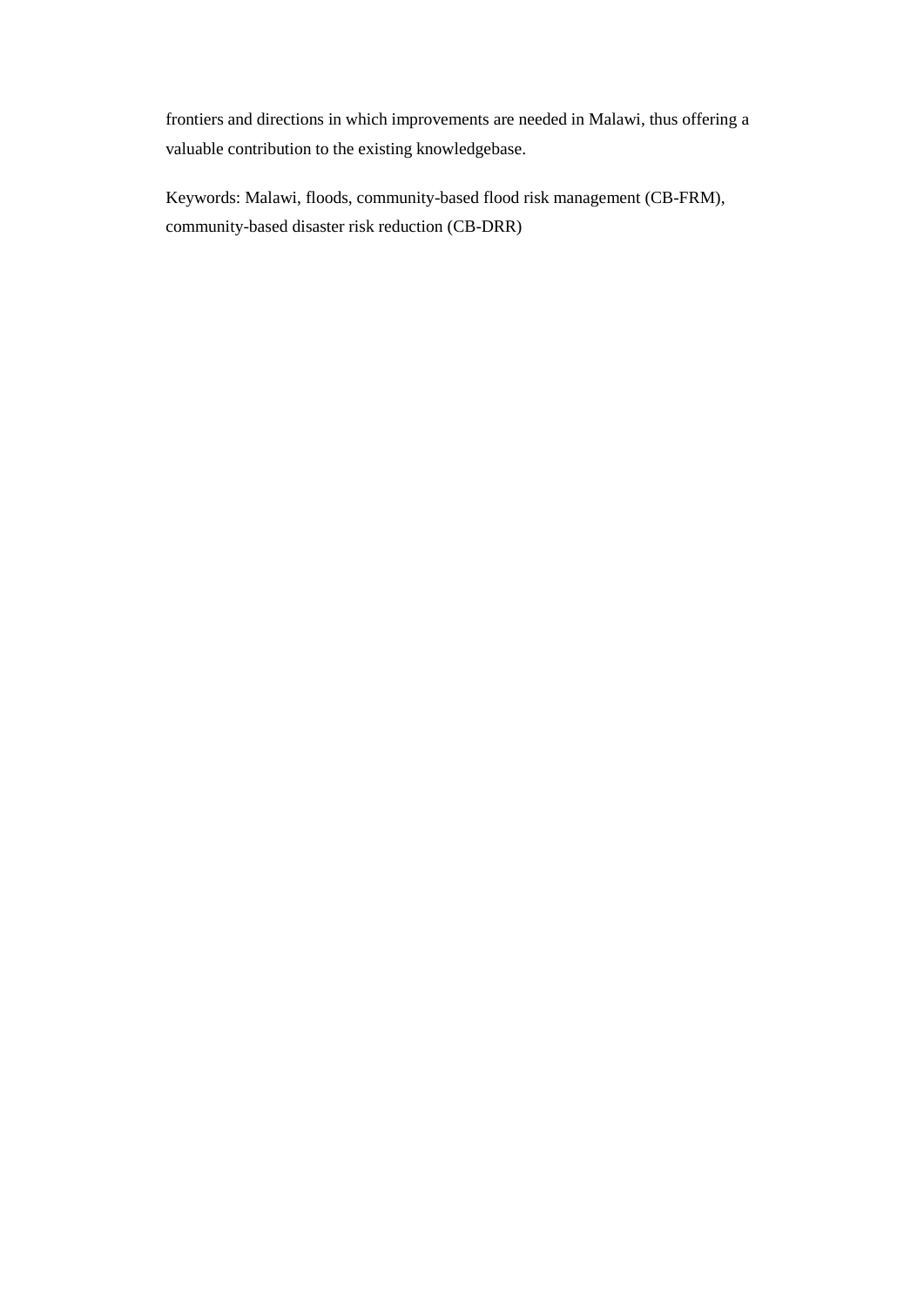frontiers and directions in which improvements are needed in Malawi, thus offering a valuable contribution to the existing knowledgebase.

Keywords: Malawi, floods, community-based flood risk management (CB-FRM), community-based disaster risk reduction (CB-DRR)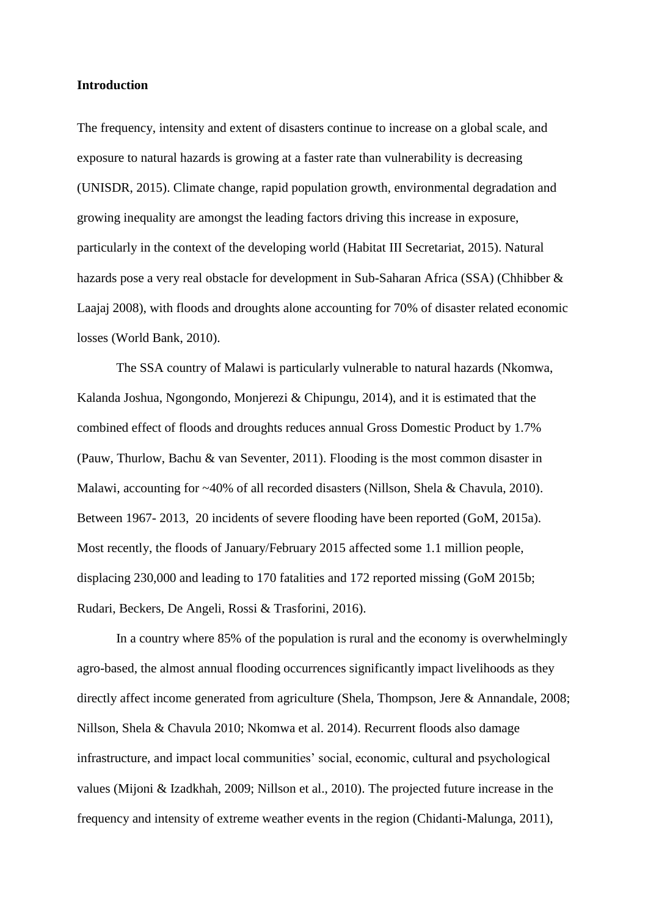**Introduction**

The frequency, intensity and extent of disasters continue to increase on a global scale, and exposure to natural hazards is growing at a faster rate than vulnerability is decreasing (UNISDR, 2015). Climate change, rapid population growth, environmental degradation and growing inequality are amongst the leading factors driving this increase in exposure, particularly in the context of the developing world (Habitat III Secretariat, 2015). Natural hazards pose a very real obstacle for development in Sub-Saharan Africa (SSA) (Chhibber & Laajaj 2008), with floods and droughts alone accounting for 70% of disaster related economic losses (World Bank, 2010).

The SSA country of Malawi is particularly vulnerable to natural hazards (Nkomwa, Kalanda Joshua, Ngongondo, Monjerezi & Chipungu, 2014), and it is estimated that the combined effect of floods and droughts reduces annual Gross Domestic Product by 1.7% (Pauw, Thurlow, Bachu & van Seventer, 2011). Flooding is the most common disaster in Malawi, accounting for ~40% of all recorded disasters (Nillson, Shela & Chavula, 2010). Between 1967- 2013, 20 incidents of severe flooding have been reported (GoM, 2015a). Most recently, the floods of January/February 2015 affected some 1.1 million people, displacing 230,000 and leading to 170 fatalities and 172 reported missing (GoM 2015b; Rudari, Beckers, De Angeli, Rossi & Trasforini, 2016).

In a country where 85% of the population is rural and the economy is overwhelmingly agro-based, the almost annual flooding occurrences significantly impact livelihoods as they directly affect income generated from agriculture (Shela, Thompson, Jere & Annandale, 2008; Nillson, Shela & Chavula 2010; Nkomwa et al. 2014). Recurrent floods also damage infrastructure, and impact local communities' social, economic, cultural and psychological values (Mijoni & Izadkhah, 2009; Nillson et al., 2010). The projected future increase in the frequency and intensity of extreme weather events in the region (Chidanti-Malunga, 2011),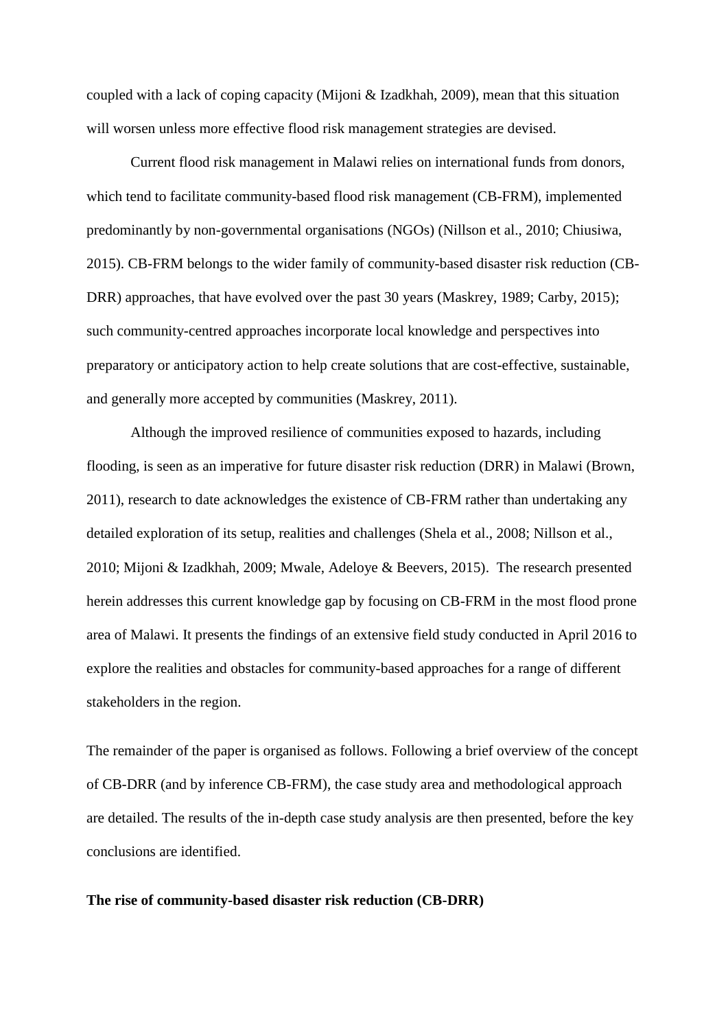coupled with a lack of coping capacity (Mijoni & Izadkhah, 2009), mean that this situation will worsen unless more effective flood risk management strategies are devised.

Current flood risk management in Malawi relies on international funds from donors, which tend to facilitate community-based flood risk management (CB-FRM), implemented predominantly by non-governmental organisations (NGOs) (Nillson et al., 2010; Chiusiwa, 2015). CB-FRM belongs to the wider family of community-based disaster risk reduction (CB-DRR) approaches, that have evolved over the past 30 years (Maskrey, 1989; Carby, 2015); such community-centred approaches incorporate local knowledge and perspectives into preparatory or anticipatory action to help create solutions that are cost-effective, sustainable, and generally more accepted by communities (Maskrey, 2011).

Although the improved resilience of communities exposed to hazards, including flooding, is seen as an imperative for future disaster risk reduction (DRR) in Malawi (Brown, 2011), research to date acknowledges the existence of CB-FRM rather than undertaking any detailed exploration of its setup, realities and challenges (Shela et al., 2008; Nillson et al., 2010; Mijoni & Izadkhah, 2009; Mwale, Adeloye & Beevers, 2015). The research presented herein addresses this current knowledge gap by focusing on CB-FRM in the most flood prone area of Malawi. It presents the findings of an extensive field study conducted in April 2016 to explore the realities and obstacles for community-based approaches for a range of different stakeholders in the region.

The remainder of the paper is organised as follows. Following a brief overview of the concept of CB-DRR (and by inference CB-FRM), the case study area and methodological approach are detailed. The results of the in-depth case study analysis are then presented, before the key conclusions are identified.

**The rise of community-based disaster risk reduction (CB-DRR)**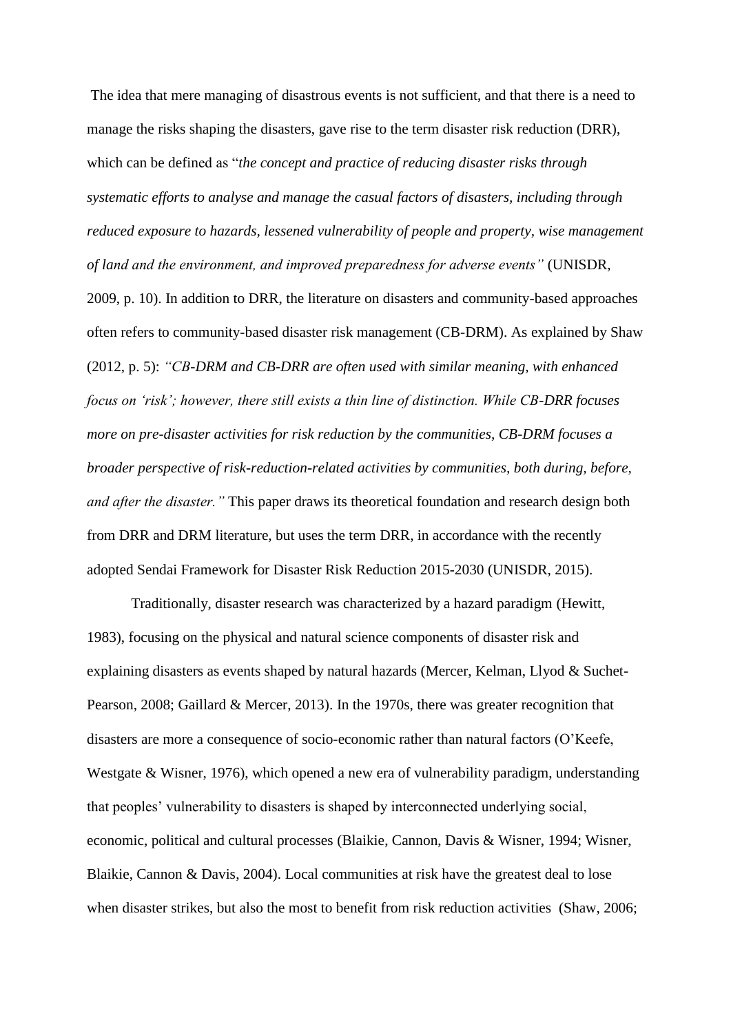The idea that mere managing of disastrous events is not sufficient, and that there is a need to manage the risks shaping the disasters, gave rise to the term disaster risk reduction (DRR), which can be defined as "*the concept and practice of reducing disaster risks through systematic efforts to analyse and manage the casual factors of disasters, including through reduced exposure to hazards, lessened vulnerability of people and property, wise management of land and the environment, and improved preparedness for adverse events"* (UNISDR, 2009, p. 10). In addition to DRR, the literature on disasters and community-based approaches often refers to community-based disaster risk management (CB-DRM). As explained by Shaw (2012, p. 5): *"CB-DRM and CB-DRR are often used with similar meaning, with enhanced focus on 'risk'; however, there still exists a thin line of distinction. While CB-DRR focuses more on pre-disaster activities for risk reduction by the communities, CB-DRM focuses a broader perspective of risk-reduction-related activities by communities, both during, before, and after the disaster."* This paper draws its theoretical foundation and research design both from DRR and DRM literature, but uses the term DRR, in accordance with the recently adopted Sendai Framework for Disaster Risk Reduction 2015-2030 (UNISDR, 2015).

Traditionally, disaster research was characterized by a hazard paradigm (Hewitt, 1983), focusing on the physical and natural science components of disaster risk and explaining disasters as events shaped by natural hazards (Mercer, Kelman, Llyod & Suchet-Pearson, 2008; Gaillard & Mercer, 2013). In the 1970s, there was greater recognition that disasters are more a consequence of socio-economic rather than natural factors (O'Keefe, Westgate & Wisner, 1976), which opened a new era of vulnerability paradigm, understanding that peoples' vulnerability to disasters is shaped by interconnected underlying social, economic, political and cultural processes (Blaikie, Cannon, Davis & Wisner, 1994; Wisner, Blaikie, Cannon & Davis, 2004). Local communities at risk have the greatest deal to lose when disaster strikes, but also the most to benefit from risk reduction activities (Shaw, 2006;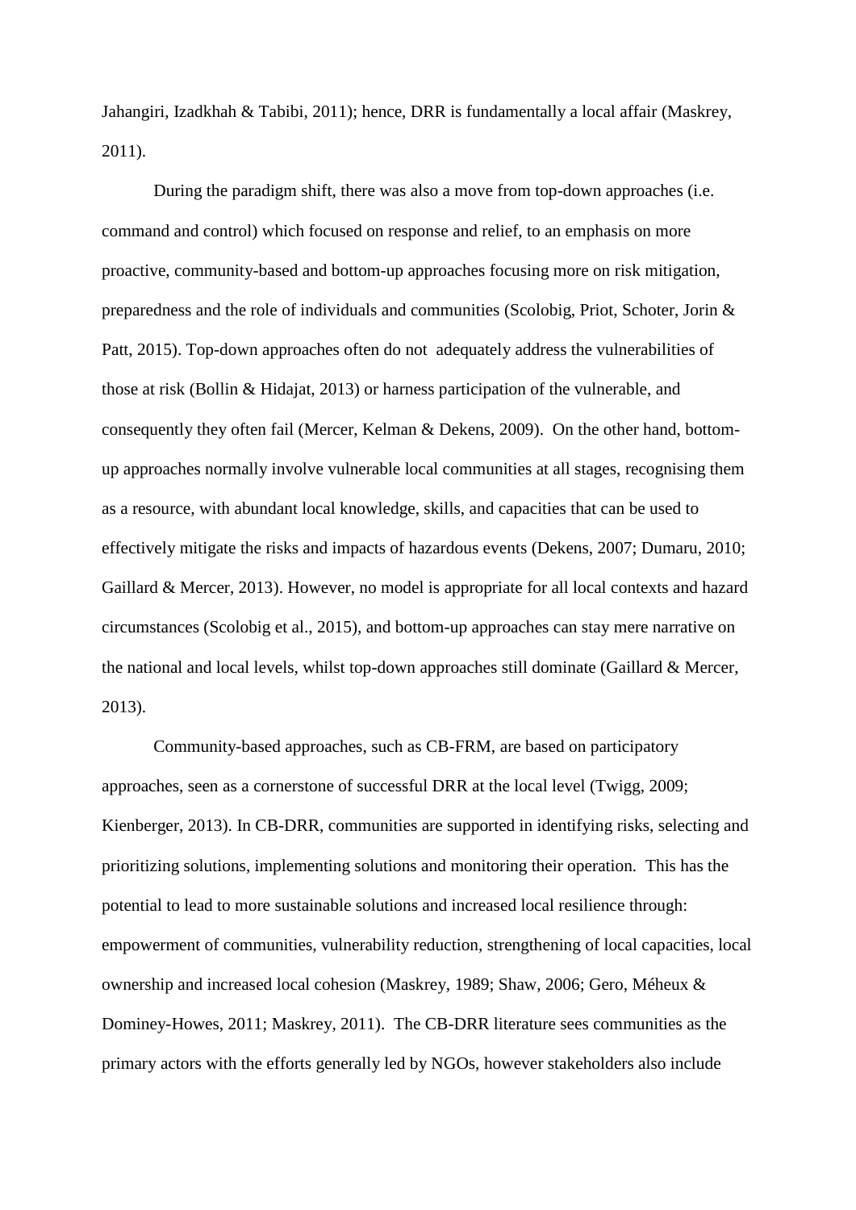Jahangiri, Izadkhah & Tabibi, 2011); hence, DRR is fundamentally a local affair (Maskrey, 2011).

During the paradigm shift, there was also a move from top-down approaches (i.e. command and control) which focused on response and relief, to an emphasis on more proactive, community-based and bottom-up approaches focusing more on risk mitigation, preparedness and the role of individuals and communities (Scolobig, Priot, Schoter, Jorin & Patt, 2015). Top-down approaches often do not adequately address the vulnerabilities of those at risk (Bollin & Hidajat, 2013) or harness participation of the vulnerable, and consequently they often fail (Mercer, Kelman & Dekens, 2009). On the other hand, bottom-up approaches normally involve vulnerable local communities at all stages, recognising them as a resource, with abundant local knowledge, skills, and capacities that can be used to effectively mitigate the risks and impacts of hazardous events (Dekens, 2007; Dumaru, 2010; Gaillard & Mercer, 2013). However, no model is appropriate for all local contexts and hazard circumstances (Scolobig et al., 2015), and bottom-up approaches can stay mere narrative on the national and local levels, whilst top-down approaches still dominate (Gaillard & Mercer, 2013).

Community-based approaches, such as CB-FRM, are based on participatory approaches, seen as a cornerstone of successful DRR at the local level (Twigg, 2009; Kienberger, 2013). In CB-DRR, communities are supported in identifying risks, selecting and prioritizing solutions, implementing solutions and monitoring their operation. This has the potential to lead to more sustainable solutions and increased local resilience through: empowerment of communities, vulnerability reduction, strengthening of local capacities, local ownership and increased local cohesion (Maskrey, 1989; Shaw, 2006; Gero, Méheux & Dominey-Howes, 2011; Maskrey, 2011). The CB-DRR literature sees communities as the primary actors with the efforts generally led by NGOs, however stakeholders also include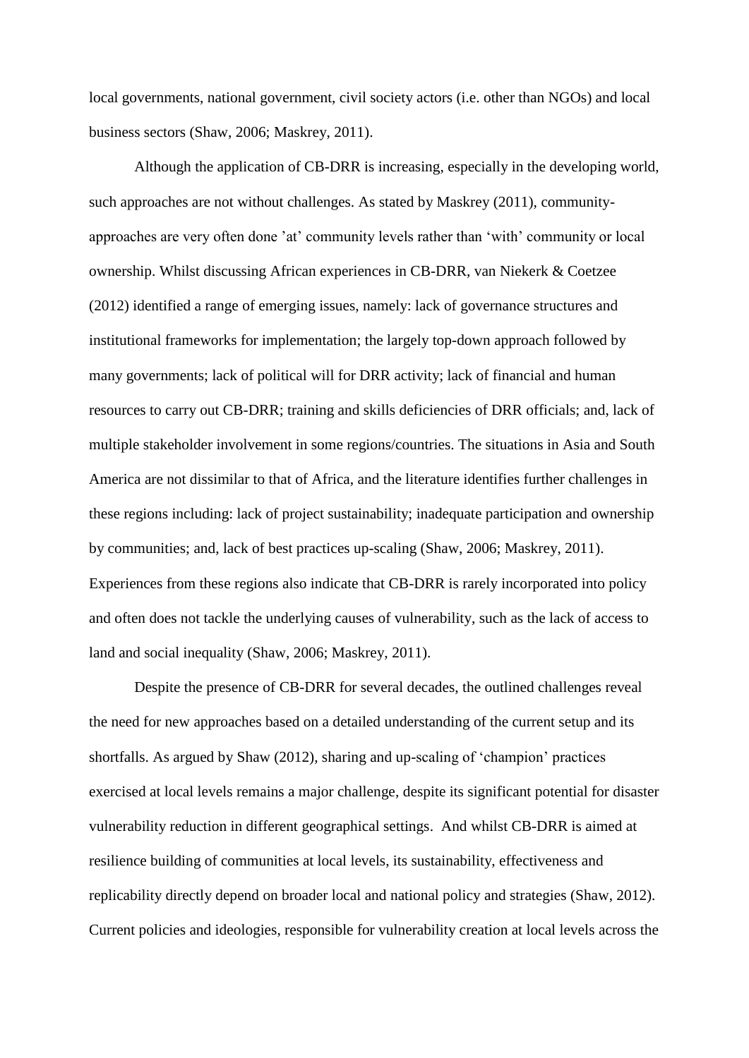local governments, national government, civil society actors (i.e. other than NGOs) and local business sectors (Shaw, 2006; Maskrey, 2011).

Although the application of CB-DRR is increasing, especially in the developing world, such approaches are not without challenges. As stated by Maskrey (2011), community-approaches are very often done 'at' community levels rather than 'with' community or local ownership. Whilst discussing African experiences in CB-DRR, van Niekerk & Coetzee (2012) identified a range of emerging issues, namely: lack of governance structures and institutional frameworks for implementation; the largely top-down approach followed by many governments; lack of political will for DRR activity; lack of financial and human resources to carry out CB-DRR; training and skills deficiencies of DRR officials; and, lack of multiple stakeholder involvement in some regions/countries. The situations in Asia and South America are not dissimilar to that of Africa, and the literature identifies further challenges in these regions including: lack of project sustainability; inadequate participation and ownership by communities; and, lack of best practices up-scaling (Shaw, 2006; Maskrey, 2011). Experiences from these regions also indicate that CB-DRR is rarely incorporated into policy and often does not tackle the underlying causes of vulnerability, such as the lack of access to land and social inequality (Shaw, 2006; Maskrey, 2011).

Despite the presence of CB-DRR for several decades, the outlined challenges reveal the need for new approaches based on a detailed understanding of the current setup and its shortfalls. As argued by Shaw (2012), sharing and up-scaling of 'champion' practices exercised at local levels remains a major challenge, despite its significant potential for disaster vulnerability reduction in different geographical settings. And whilst CB-DRR is aimed at resilience building of communities at local levels, its sustainability, effectiveness and replicability directly depend on broader local and national policy and strategies (Shaw, 2012). Current policies and ideologies, responsible for vulnerability creation at local levels across the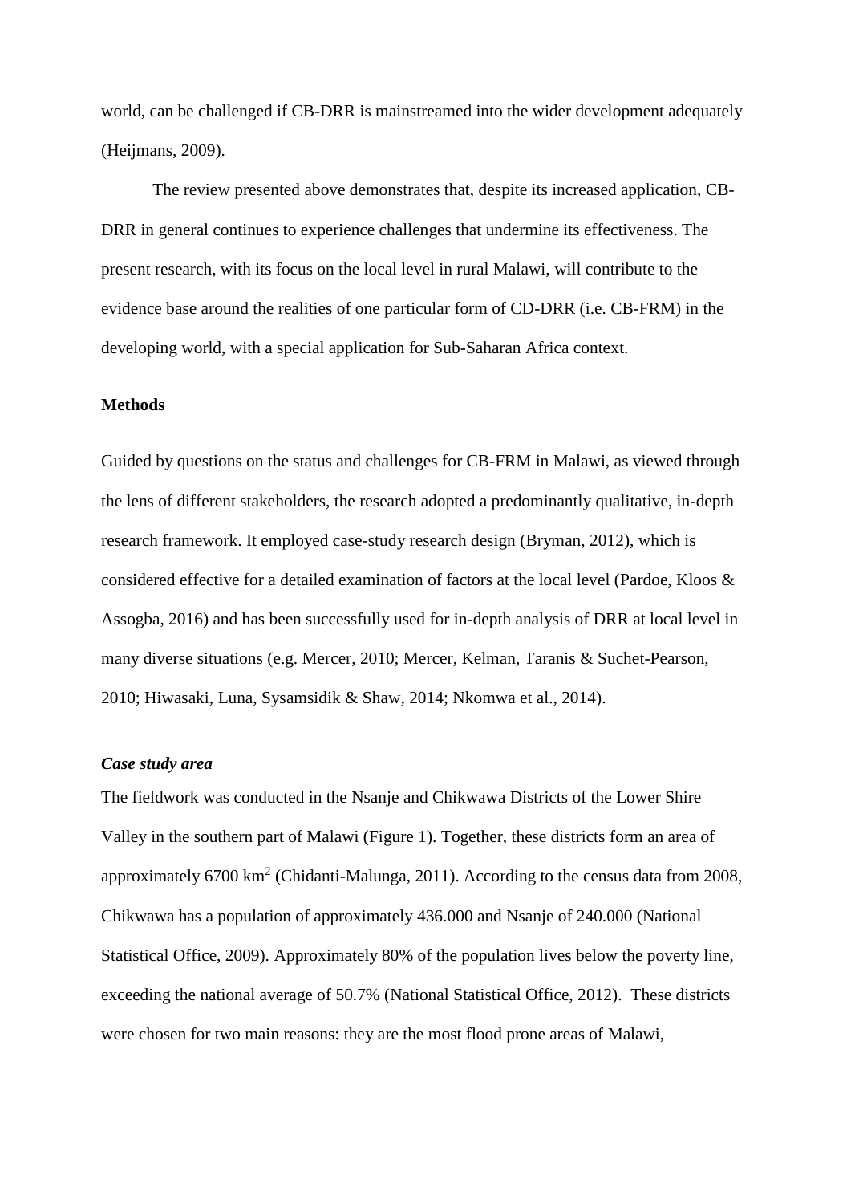world, can be challenged if CB-DRR is mainstreamed into the wider development adequately (Heijmans, 2009).

The review presented above demonstrates that, despite its increased application, CB-DRR in general continues to experience challenges that undermine its effectiveness. The present research, with its focus on the local level in rural Malawi, will contribute to the evidence base around the realities of one particular form of CD-DRR (i.e. CB-FRM) in the developing world, with a special application for Sub-Saharan Africa context.

## Methods

Guided by questions on the status and challenges for CB-FRM in Malawi, as viewed through the lens of different stakeholders, the research adopted a predominantly qualitative, in-depth research framework. It employed case-study research design (Bryman, 2012), which is considered effective for a detailed examination of factors at the local level (Pardoe, Kloos & Assogba, 2016) and has been successfully used for in-depth analysis of DRR at local level in many diverse situations (e.g. Mercer, 2010; Mercer, Kelman, Taranis & Suchet-Pearson, 2010; Hiwasaki, Luna, Sysamsidik & Shaw, 2014; Nkomwa et al., 2014).

### *Case study area*

The fieldwork was conducted in the Nsanje and Chikwawa Districts of the Lower Shire Valley in the southern part of Malawi (Figure 1). Together, these districts form an area of approximately 6700 km$^2$ (Chidanti-Malunga, 2011). According to the census data from 2008, Chikwawa has a population of approximately 436.000 and Nsanje of 240.000 (National Statistical Office, 2009). Approximately 80% of the population lives below the poverty line, exceeding the national average of 50.7% (National Statistical Office, 2012). These districts were chosen for two main reasons: they are the most flood prone areas of Malawi,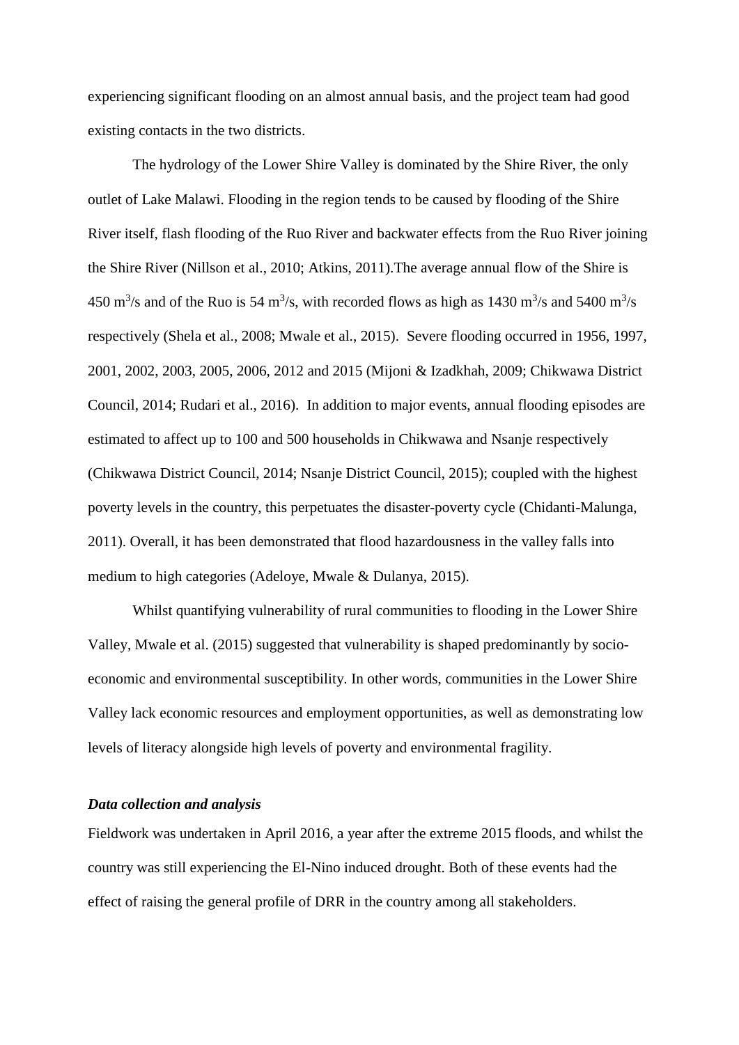experiencing significant flooding on an almost annual basis, and the project team had good existing contacts in the two districts.

The hydrology of the Lower Shire Valley is dominated by the Shire River, the only outlet of Lake Malawi. Flooding in the region tends to be caused by flooding of the Shire River itself, flash flooding of the Ruo River and backwater effects from the Ruo River joining the Shire River (Nillson et al., 2010; Atkins, 2011).The average annual flow of the Shire is 450 $m^3/s$ and of the Ruo is 54 $m^3/s$, with recorded flows as high as 1430 $m^3/s$ and 5400 $m^3/s$ respectively (Shela et al., 2008; Mwale et al., 2015). Severe flooding occurred in 1956, 1997, 2001, 2002, 2003, 2005, 2006, 2012 and 2015 (Mijoni & Izadkhah, 2009; Chikwawa District Council, 2014; Rudari et al., 2016). In addition to major events, annual flooding episodes are estimated to affect up to 100 and 500 households in Chikwawa and Nsanje respectively (Chikwawa District Council, 2014; Nsanje District Council, 2015); coupled with the highest poverty levels in the country, this perpetuates the disaster-poverty cycle (Chidanti-Malunga, 2011). Overall, it has been demonstrated that flood hazardousness in the valley falls into medium to high categories (Adeloye, Mwale & Dulanya, 2015).

Whilst quantifying vulnerability of rural communities to flooding in the Lower Shire Valley, Mwale et al. (2015) suggested that vulnerability is shaped predominantly by socio-economic and environmental susceptibility. In other words, communities in the Lower Shire Valley lack economic resources and employment opportunities, as well as demonstrating low levels of literacy alongside high levels of poverty and environmental fragility.

***Data collection and analysis***

Fieldwork was undertaken in April 2016, a year after the extreme 2015 floods, and whilst the country was still experiencing the El-Nino induced drought. Both of these events had the effect of raising the general profile of DRR in the country among all stakeholders.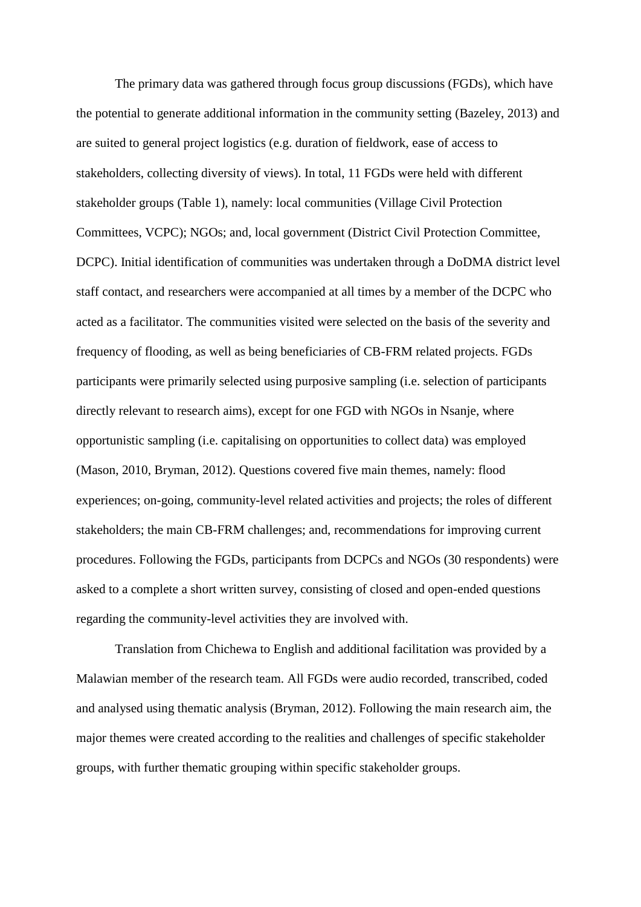The primary data was gathered through focus group discussions (FGDs), which have the potential to generate additional information in the community setting (Bazeley, 2013) and are suited to general project logistics (e.g. duration of fieldwork, ease of access to stakeholders, collecting diversity of views). In total, 11 FGDs were held with different stakeholder groups (Table 1), namely: local communities (Village Civil Protection Committees, VCPC); NGOs; and, local government (District Civil Protection Committee, DCPC). Initial identification of communities was undertaken through a DoDMA district level staff contact, and researchers were accompanied at all times by a member of the DCPC who acted as a facilitator. The communities visited were selected on the basis of the severity and frequency of flooding, as well as being beneficiaries of CB-FRM related projects. FGDs participants were primarily selected using purposive sampling (i.e. selection of participants directly relevant to research aims), except for one FGD with NGOs in Nsanje, where opportunistic sampling (i.e. capitalising on opportunities to collect data) was employed (Mason, 2010, Bryman, 2012). Questions covered five main themes, namely: flood experiences; on-going, community-level related activities and projects; the roles of different stakeholders; the main CB-FRM challenges; and, recommendations for improving current procedures. Following the FGDs, participants from DCPCs and NGOs (30 respondents) were asked to a complete a short written survey, consisting of closed and open-ended questions regarding the community-level activities they are involved with.

Translation from Chichewa to English and additional facilitation was provided by a Malawian member of the research team. All FGDs were audio recorded, transcribed, coded and analysed using thematic analysis (Bryman, 2012). Following the main research aim, the major themes were created according to the realities and challenges of specific stakeholder groups, with further thematic grouping within specific stakeholder groups.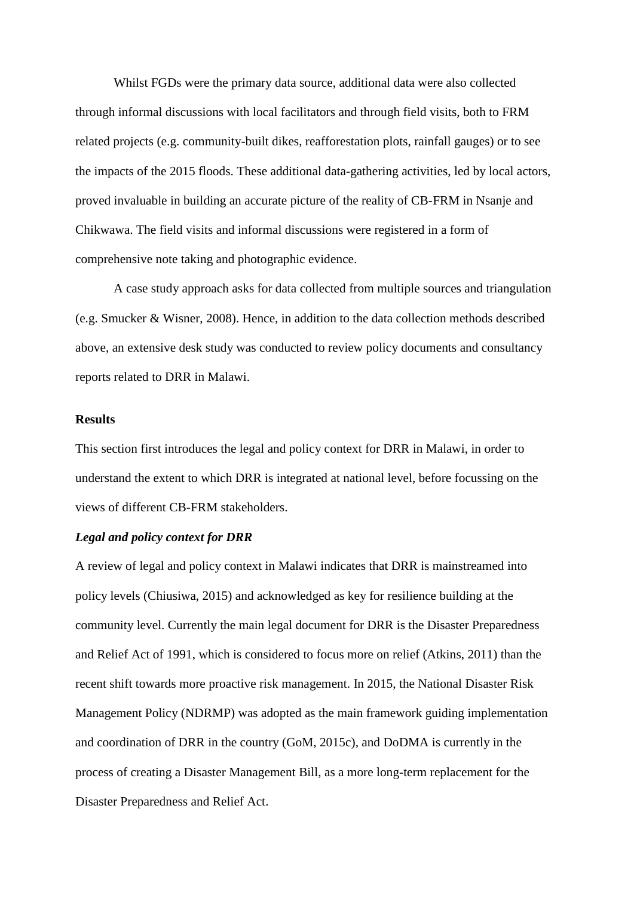Whilst FGDs were the primary data source, additional data were also collected through informal discussions with local facilitators and through field visits, both to FRM related projects (e.g. community-built dikes, reafforestation plots, rainfall gauges) or to see the impacts of the 2015 floods. These additional data-gathering activities, led by local actors, proved invaluable in building an accurate picture of the reality of CB-FRM in Nsanje and Chikwawa. The field visits and informal discussions were registered in a form of comprehensive note taking and photographic evidence.

A case study approach asks for data collected from multiple sources and triangulation (e.g. Smucker & Wisner, 2008). Hence, in addition to the data collection methods described above, an extensive desk study was conducted to review policy documents and consultancy reports related to DRR in Malawi.

## Results

This section first introduces the legal and policy context for DRR in Malawi, in order to understand the extent to which DRR is integrated at national level, before focussing on the views of different CB-FRM stakeholders.

### *Legal and policy context for DRR*

A review of legal and policy context in Malawi indicates that DRR is mainstreamed into policy levels (Chiusiwa, 2015) and acknowledged as key for resilience building at the community level. Currently the main legal document for DRR is the Disaster Preparedness and Relief Act of 1991, which is considered to focus more on relief (Atkins, 2011) than the recent shift towards more proactive risk management. In 2015, the National Disaster Risk Management Policy (NDRMP) was adopted as the main framework guiding implementation and coordination of DRR in the country (GoM, 2015c), and DoDMA is currently in the process of creating a Disaster Management Bill, as a more long-term replacement for the Disaster Preparedness and Relief Act.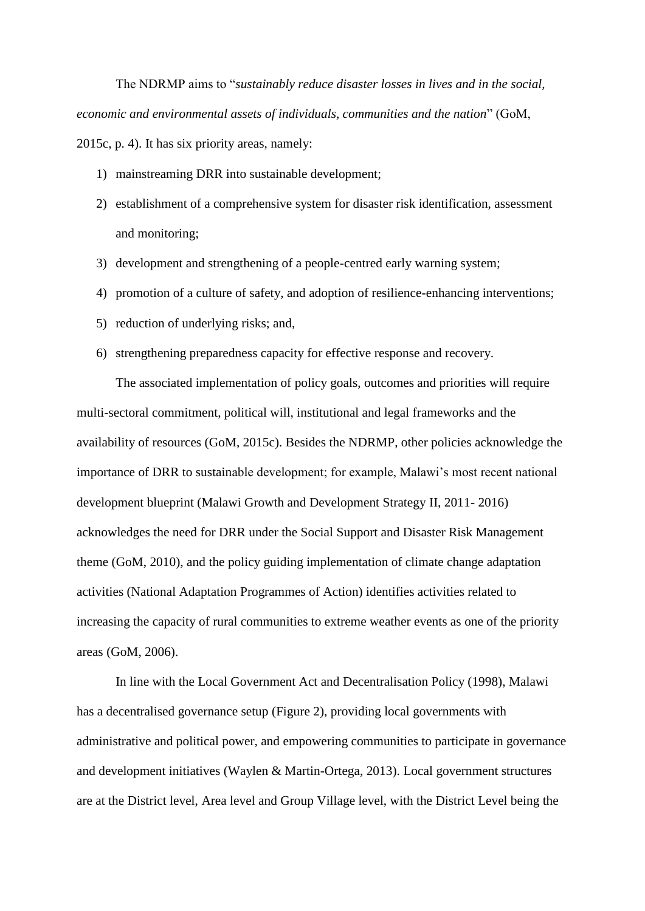The NDRMP aims to "*sustainably reduce disaster losses in lives and in the social, economic and environmental assets of individuals, communities and the nation*" (GoM, 2015c, p. 4). It has six priority areas, namely:

1) mainstreaming DRR into sustainable development;
2) establishment of a comprehensive system for disaster risk identification, assessment and monitoring;
3) development and strengthening of a people-centred early warning system;
4) promotion of a culture of safety, and adoption of resilience-enhancing interventions;
5) reduction of underlying risks; and,
6) strengthening preparedness capacity for effective response and recovery.

The associated implementation of policy goals, outcomes and priorities will require multi-sectoral commitment, political will, institutional and legal frameworks and the availability of resources (GoM, 2015c). Besides the NDRMP, other policies acknowledge the importance of DRR to sustainable development; for example, Malawi's most recent national development blueprint (Malawi Growth and Development Strategy II, 2011- 2016) acknowledges the need for DRR under the Social Support and Disaster Risk Management theme (GoM, 2010), and the policy guiding implementation of climate change adaptation activities (National Adaptation Programmes of Action) identifies activities related to increasing the capacity of rural communities to extreme weather events as one of the priority areas (GoM, 2006).

In line with the Local Government Act and Decentralisation Policy (1998), Malawi has a decentralised governance setup (Figure 2), providing local governments with administrative and political power, and empowering communities to participate in governance and development initiatives (Waylen & Martin-Ortega, 2013). Local government structures are at the District level, Area level and Group Village level, with the District Level being the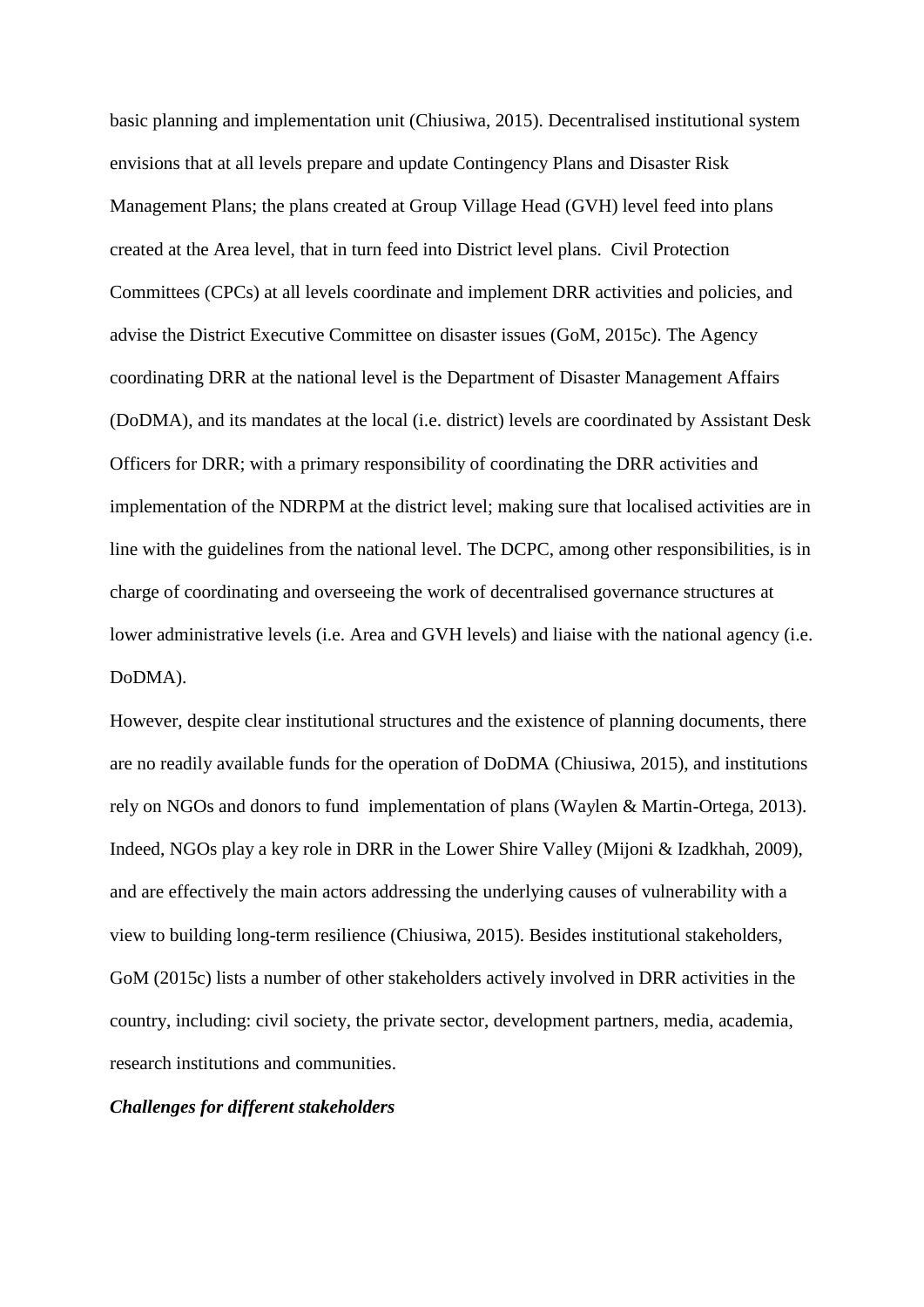basic planning and implementation unit (Chiusiwa, 2015). Decentralised institutional system envisions that at all levels prepare and update Contingency Plans and Disaster Risk Management Plans; the plans created at Group Village Head (GVH) level feed into plans created at the Area level, that in turn feed into District level plans. Civil Protection Committees (CPCs) at all levels coordinate and implement DRR activities and policies, and advise the District Executive Committee on disaster issues (GoM, 2015c). The Agency coordinating DRR at the national level is the Department of Disaster Management Affairs (DoDMA), and its mandates at the local (i.e. district) levels are coordinated by Assistant Desk Officers for DRR; with a primary responsibility of coordinating the DRR activities and implementation of the NDRPM at the district level; making sure that localised activities are in line with the guidelines from the national level. The DCPC, among other responsibilities, is in charge of coordinating and overseeing the work of decentralised governance structures at lower administrative levels (i.e. Area and GVH levels) and liaise with the national agency (i.e. DoDMA).

However, despite clear institutional structures and the existence of planning documents, there are no readily available funds for the operation of DoDMA (Chiusiwa, 2015), and institutions rely on NGOs and donors to fund implementation of plans (Waylen & Martin-Ortega, 2013). Indeed, NGOs play a key role in DRR in the Lower Shire Valley (Mijoni & Izadkhah, 2009), and are effectively the main actors addressing the underlying causes of vulnerability with a view to building long-term resilience (Chiusiwa, 2015). Besides institutional stakeholders, GoM (2015c) lists a number of other stakeholders actively involved in DRR activities in the country, including: civil society, the private sector, development partners, media, academia, research institutions and communities.

***Challenges for different stakeholders***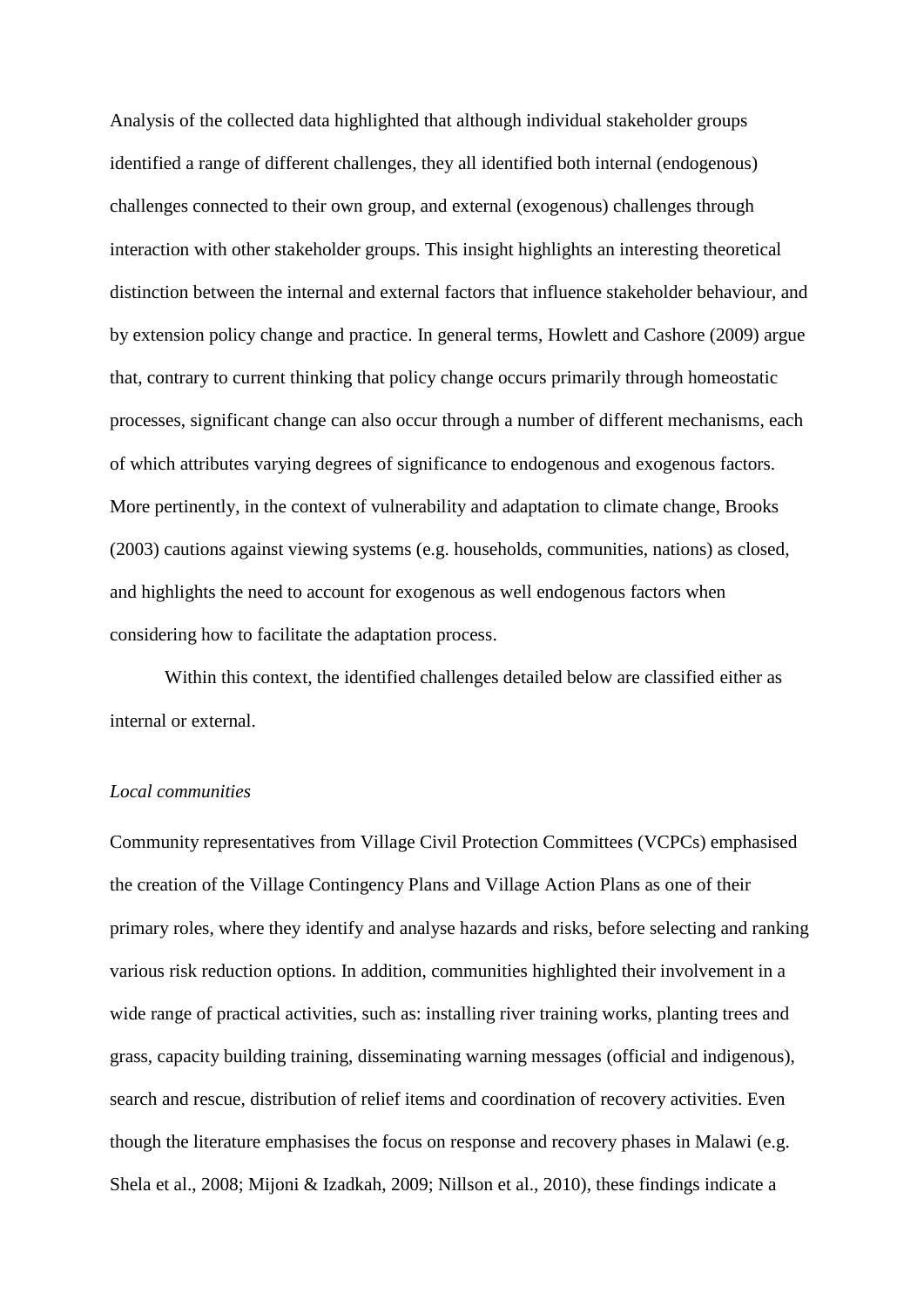Analysis of the collected data highlighted that although individual stakeholder groups identified a range of different challenges, they all identified both internal (endogenous) challenges connected to their own group, and external (exogenous) challenges through interaction with other stakeholder groups. This insight highlights an interesting theoretical distinction between the internal and external factors that influence stakeholder behaviour, and by extension policy change and practice. In general terms, Howlett and Cashore (2009) argue that, contrary to current thinking that policy change occurs primarily through homeostatic processes, significant change can also occur through a number of different mechanisms, each of which attributes varying degrees of significance to endogenous and exogenous factors. More pertinently, in the context of vulnerability and adaptation to climate change, Brooks (2003) cautions against viewing systems (e.g. households, communities, nations) as closed, and highlights the need to account for exogenous as well endogenous factors when considering how to facilitate the adaptation process.

Within this context, the identified challenges detailed below are classified either as internal or external.

*Local communities*

Community representatives from Village Civil Protection Committees (VCPCs) emphasised the creation of the Village Contingency Plans and Village Action Plans as one of their primary roles, where they identify and analyse hazards and risks, before selecting and ranking various risk reduction options. In addition, communities highlighted their involvement in a wide range of practical activities, such as: installing river training works, planting trees and grass, capacity building training, disseminating warning messages (official and indigenous), search and rescue, distribution of relief items and coordination of recovery activities. Even though the literature emphasises the focus on response and recovery phases in Malawi (e.g. Shela et al., 2008; Mijoni & Izadkah, 2009; Nillson et al., 2010), these findings indicate a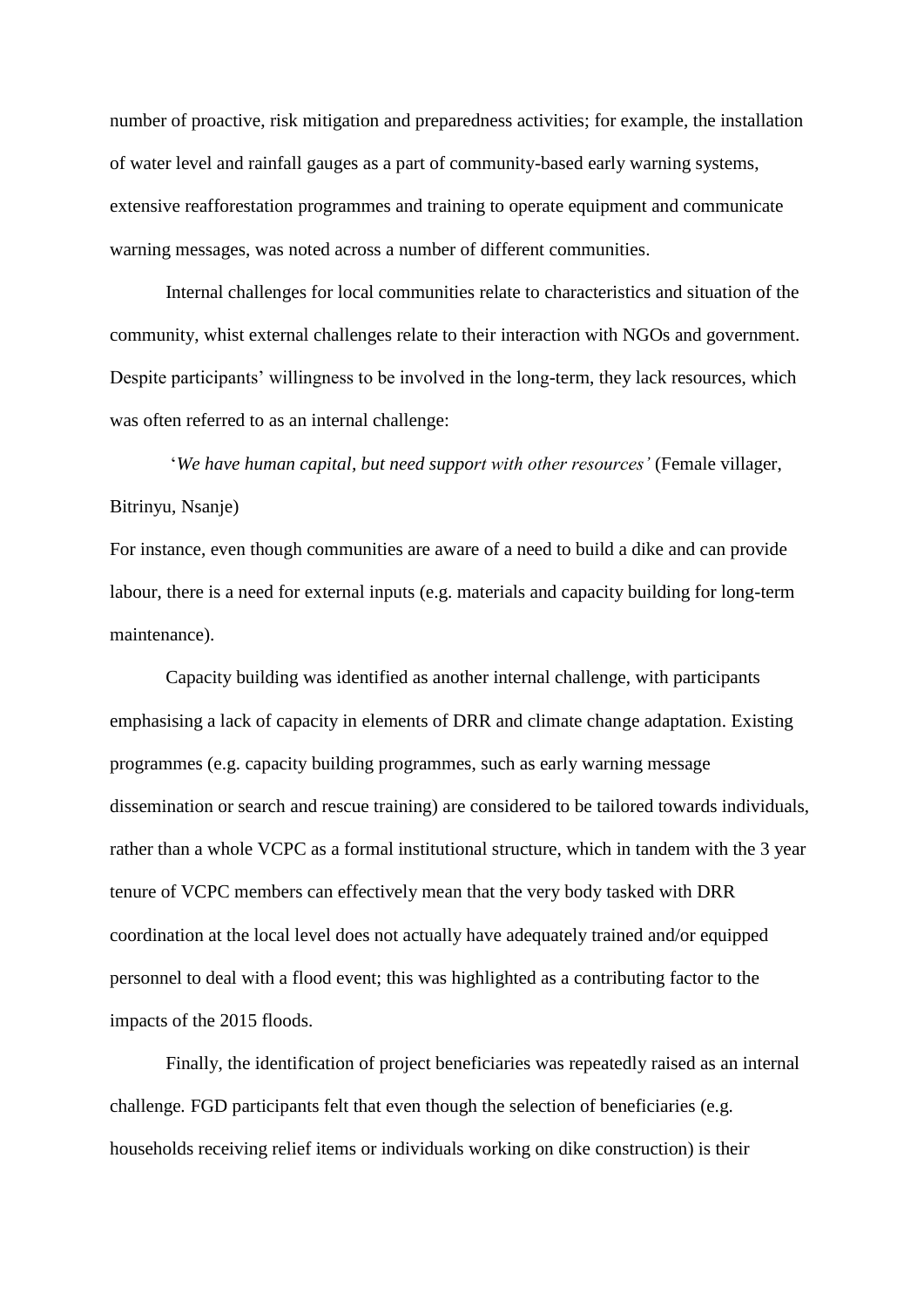number of proactive, risk mitigation and preparedness activities; for example, the installation of water level and rainfall gauges as a part of community-based early warning systems, extensive reafforestation programmes and training to operate equipment and communicate warning messages, was noted across a number of different communities.

Internal challenges for local communities relate to characteristics and situation of the community, whist external challenges relate to their interaction with NGOs and government. Despite participants' willingness to be involved in the long-term, they lack resources, which was often referred to as an internal challenge:

'*We have human capital, but need support with other resources'* (Female villager, Bitrinyu, Nsanje)

For instance, even though communities are aware of a need to build a dike and can provide labour, there is a need for external inputs (e.g. materials and capacity building for long-term maintenance).

Capacity building was identified as another internal challenge, with participants emphasising a lack of capacity in elements of DRR and climate change adaptation. Existing programmes (e.g. capacity building programmes, such as early warning message dissemination or search and rescue training) are considered to be tailored towards individuals, rather than a whole VCPC as a formal institutional structure, which in tandem with the 3 year tenure of VCPC members can effectively mean that the very body tasked with DRR coordination at the local level does not actually have adequately trained and/or equipped personnel to deal with a flood event; this was highlighted as a contributing factor to the impacts of the 2015 floods.

Finally, the identification of project beneficiaries was repeatedly raised as an internal challenge. FGD participants felt that even though the selection of beneficiaries (e.g. households receiving relief items or individuals working on dike construction) is their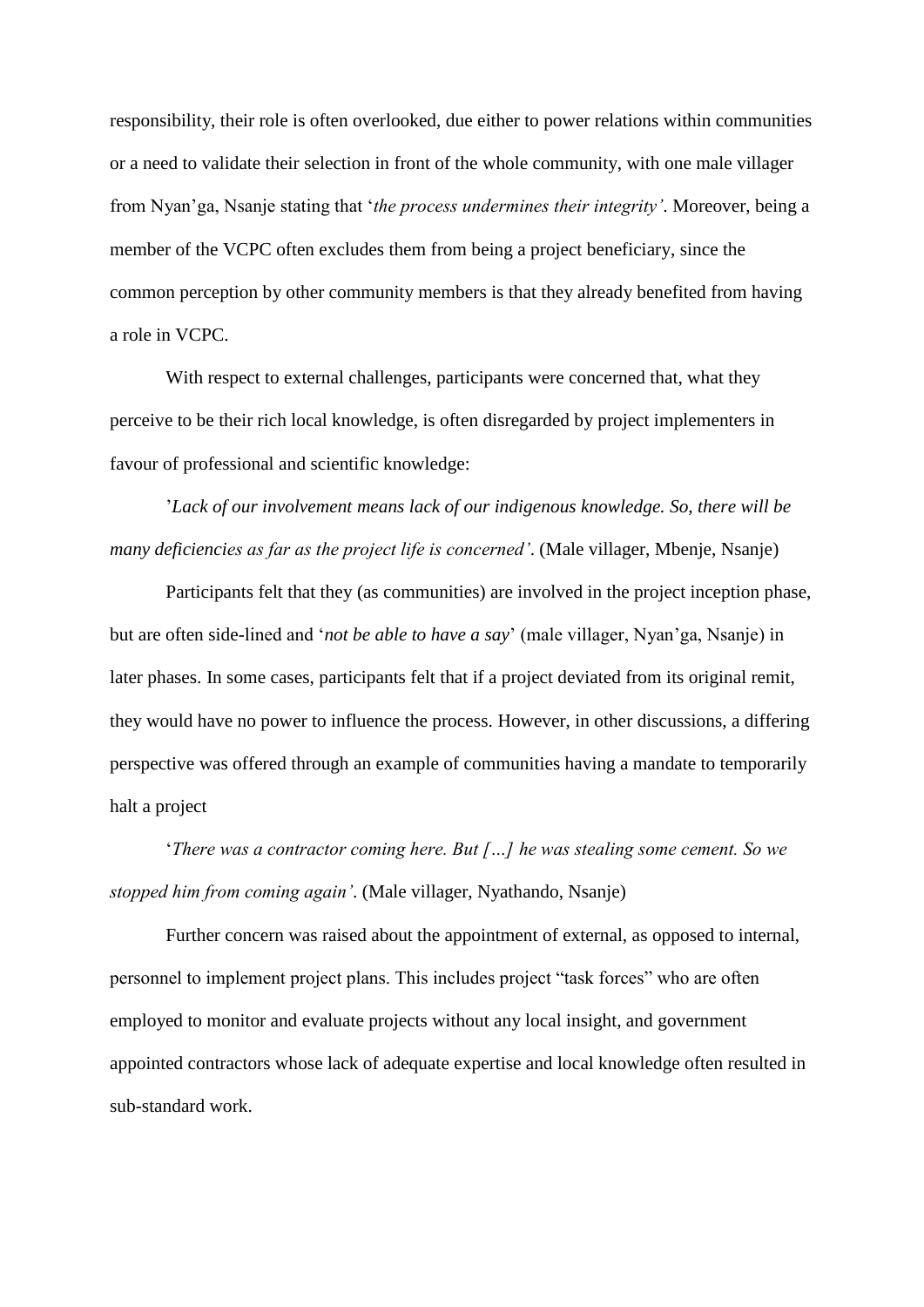responsibility, their role is often overlooked, due either to power relations within communities or a need to validate their selection in front of the whole community, with one male villager from Nyan'ga, Nsanje stating that '*the process undermines their integrity'*. Moreover, being a member of the VCPC often excludes them from being a project beneficiary, since the common perception by other community members is that they already benefited from having a role in VCPC.

With respect to external challenges, participants were concerned that, what they perceive to be their rich local knowledge, is often disregarded by project implementers in favour of professional and scientific knowledge:

'*Lack of our involvement means lack of our indigenous knowledge. So, there will be many deficiencies as far as the project life is concerned'*. (Male villager, Mbenje, Nsanje)

Participants felt that they (as communities) are involved in the project inception phase, but are often side-lined and '*not be able to have a say*' (male villager, Nyan'ga, Nsanje) in later phases. In some cases, participants felt that if a project deviated from its original remit, they would have no power to influence the process. However, in other discussions, a differing perspective was offered through an example of communities having a mandate to temporarily halt a project

'*There was a contractor coming here. But […] he was stealing some cement. So we stopped him from coming again'*. (Male villager, Nyathando, Nsanje)

Further concern was raised about the appointment of external, as opposed to internal, personnel to implement project plans. This includes project "task forces" who are often employed to monitor and evaluate projects without any local insight, and government appointed contractors whose lack of adequate expertise and local knowledge often resulted in sub-standard work.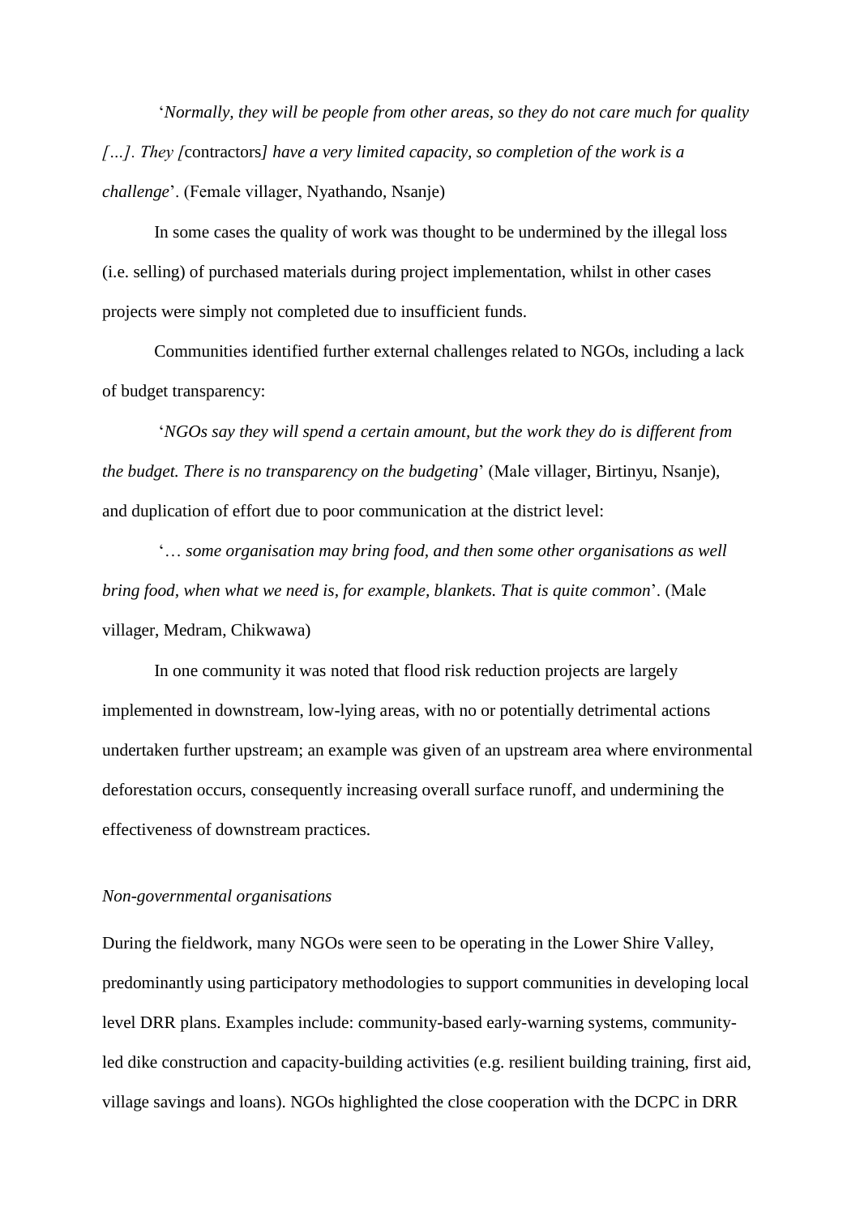'*Normally, they will be people from other areas, so they do not care much for quality […]. They [*contractors*] have a very limited capacity, so completion of the work is a challenge*'. (Female villager, Nyathando, Nsanje)

In some cases the quality of work was thought to be undermined by the illegal loss (i.e. selling) of purchased materials during project implementation, whilst in other cases projects were simply not completed due to insufficient funds.

Communities identified further external challenges related to NGOs, including a lack of budget transparency:

'*NGOs say they will spend a certain amount, but the work they do is different from the budget. There is no transparency on the budgeting*' (Male villager, Birtinyu, Nsanje), and duplication of effort due to poor communication at the district level:

'*… some organisation may bring food, and then some other organisations as well bring food, when what we need is, for example, blankets. That is quite common*'. (Male villager, Medram, Chikwawa)

In one community it was noted that flood risk reduction projects are largely implemented in downstream, low-lying areas, with no or potentially detrimental actions undertaken further upstream; an example was given of an upstream area where environmental deforestation occurs, consequently increasing overall surface runoff, and undermining the effectiveness of downstream practices.

*Non-governmental organisations*

During the fieldwork, many NGOs were seen to be operating in the Lower Shire Valley, predominantly using participatory methodologies to support communities in developing local level DRR plans. Examples include: community-based early-warning systems, community-led dike construction and capacity-building activities (e.g. resilient building training, first aid, village savings and loans). NGOs highlighted the close cooperation with the DCPC in DRR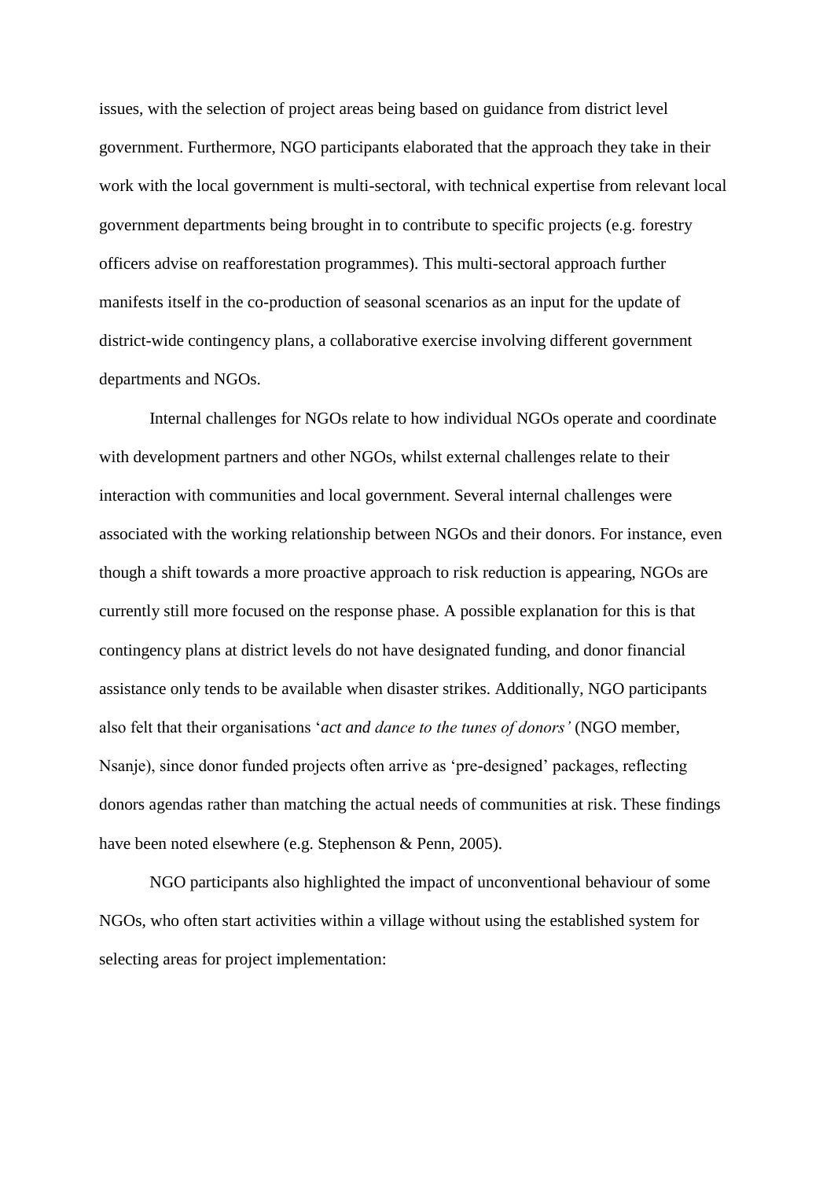issues, with the selection of project areas being based on guidance from district level government. Furthermore, NGO participants elaborated that the approach they take in their work with the local government is multi-sectoral, with technical expertise from relevant local government departments being brought in to contribute to specific projects (e.g. forestry officers advise on reafforestation programmes). This multi-sectoral approach further manifests itself in the co-production of seasonal scenarios as an input for the update of district-wide contingency plans, a collaborative exercise involving different government departments and NGOs.

Internal challenges for NGOs relate to how individual NGOs operate and coordinate with development partners and other NGOs, whilst external challenges relate to their interaction with communities and local government. Several internal challenges were associated with the working relationship between NGOs and their donors. For instance, even though a shift towards a more proactive approach to risk reduction is appearing, NGOs are currently still more focused on the response phase. A possible explanation for this is that contingency plans at district levels do not have designated funding, and donor financial assistance only tends to be available when disaster strikes. Additionally, NGO participants also felt that their organisations '*act and dance to the tunes of donors'* (NGO member, Nsanje), since donor funded projects often arrive as 'pre-designed' packages, reflecting donors agendas rather than matching the actual needs of communities at risk. These findings have been noted elsewhere (e.g. Stephenson & Penn, 2005).

NGO participants also highlighted the impact of unconventional behaviour of some NGOs, who often start activities within a village without using the established system for selecting areas for project implementation: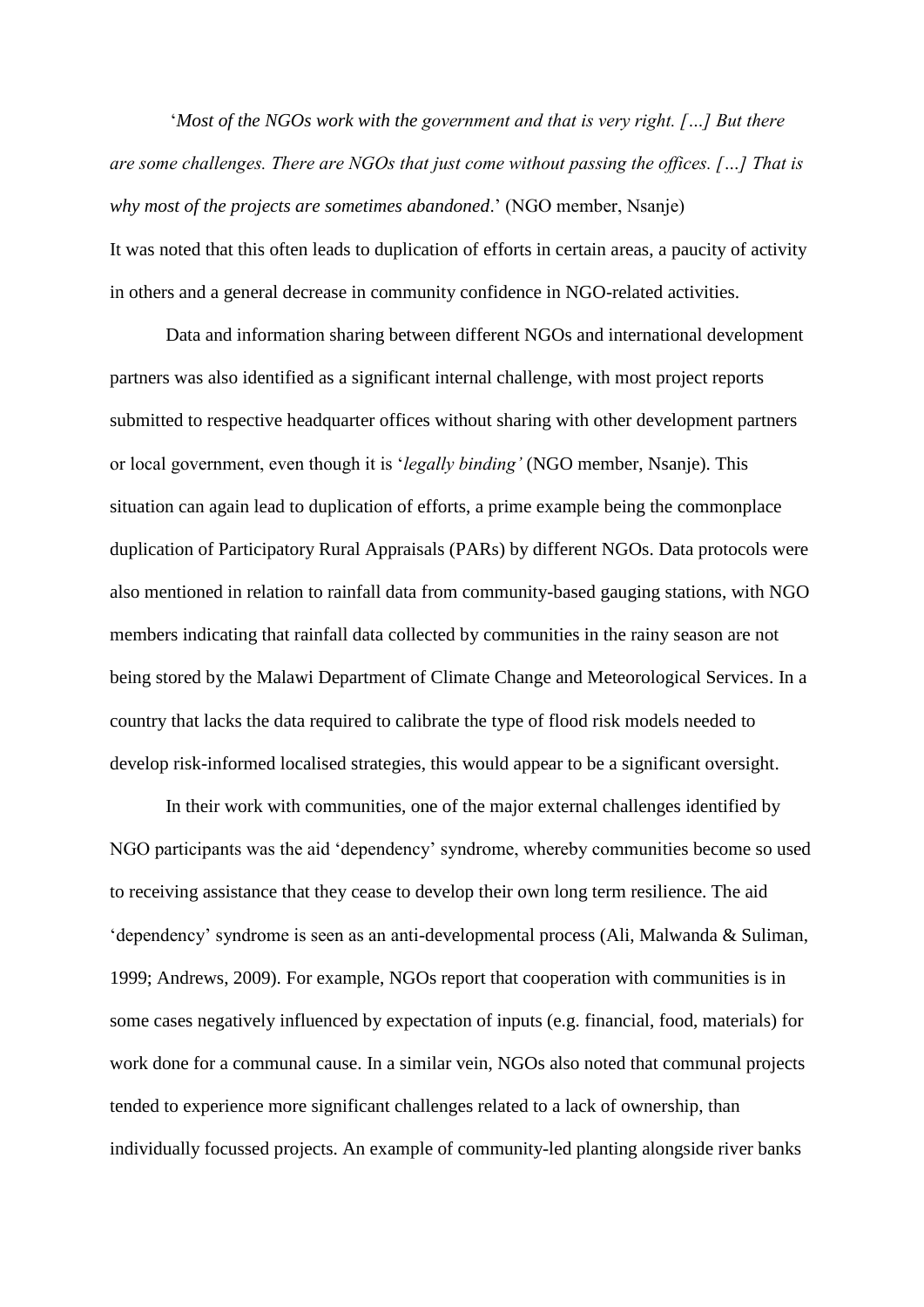'*Most of the NGOs work with the government and that is very right. […] But there are some challenges. There are NGOs that just come without passing the offices. […] That is why most of the projects are sometimes abandoned*.' (NGO member, Nsanje)

It was noted that this often leads to duplication of efforts in certain areas, a paucity of activity in others and a general decrease in community confidence in NGO-related activities.

Data and information sharing between different NGOs and international development partners was also identified as a significant internal challenge, with most project reports submitted to respective headquarter offices without sharing with other development partners or local government, even though it is '*legally binding'* (NGO member, Nsanje). This situation can again lead to duplication of efforts, a prime example being the commonplace duplication of Participatory Rural Appraisals (PARs) by different NGOs. Data protocols were also mentioned in relation to rainfall data from community-based gauging stations, with NGO members indicating that rainfall data collected by communities in the rainy season are not being stored by the Malawi Department of Climate Change and Meteorological Services. In a country that lacks the data required to calibrate the type of flood risk models needed to develop risk-informed localised strategies, this would appear to be a significant oversight.

In their work with communities, one of the major external challenges identified by NGO participants was the aid 'dependency' syndrome, whereby communities become so used to receiving assistance that they cease to develop their own long term resilience. The aid 'dependency' syndrome is seen as an anti-developmental process (Ali, Malwanda & Suliman, 1999; Andrews, 2009). For example, NGOs report that cooperation with communities is in some cases negatively influenced by expectation of inputs (e.g. financial, food, materials) for work done for a communal cause. In a similar vein, NGOs also noted that communal projects tended to experience more significant challenges related to a lack of ownership, than individually focussed projects. An example of community-led planting alongside river banks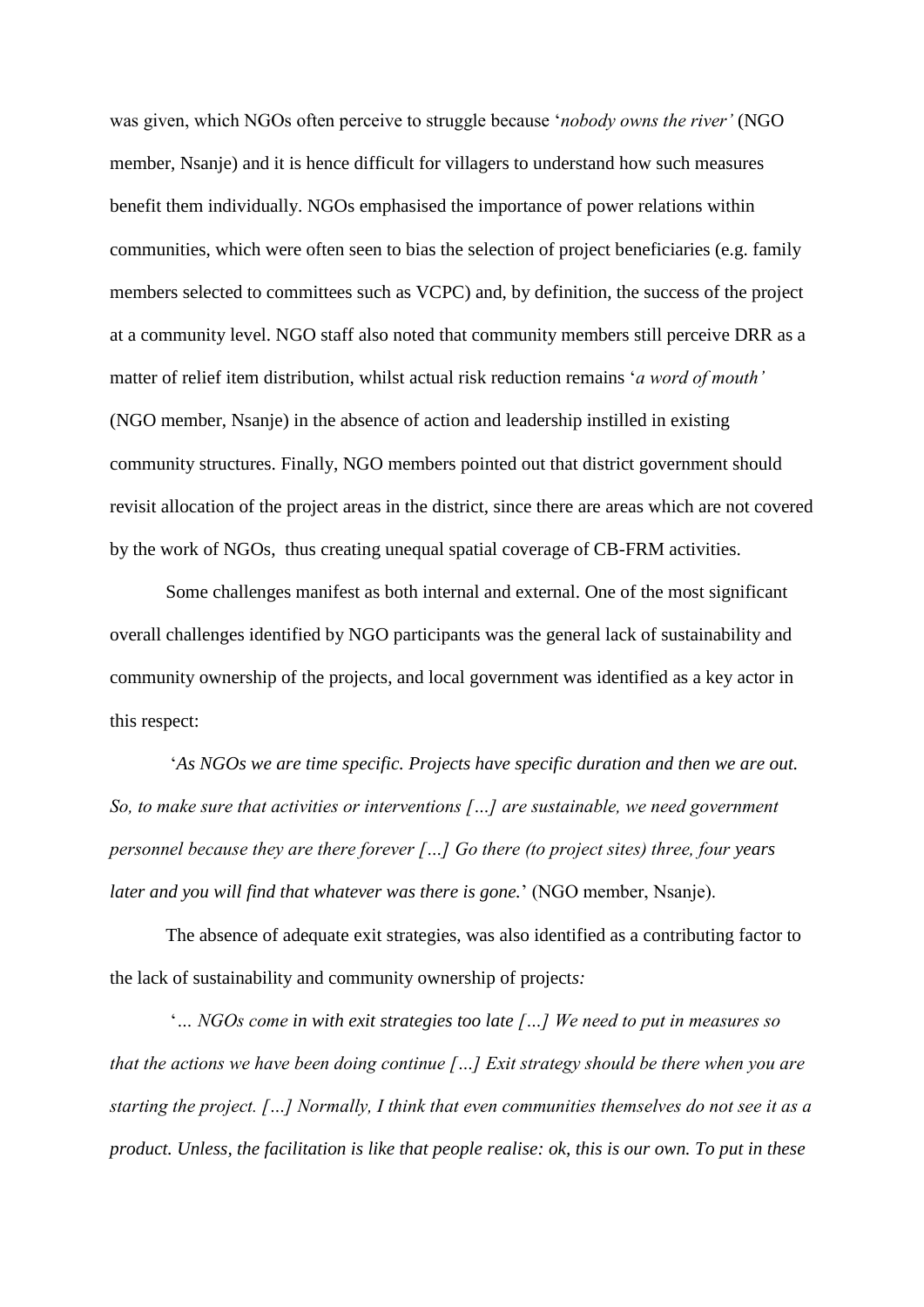was given, which NGOs often perceive to struggle because '*nobody owns the river'* (NGO member, Nsanje) and it is hence difficult for villagers to understand how such measures benefit them individually. NGOs emphasised the importance of power relations within communities, which were often seen to bias the selection of project beneficiaries (e.g. family members selected to committees such as VCPC) and, by definition, the success of the project at a community level. NGO staff also noted that community members still perceive DRR as a matter of relief item distribution, whilst actual risk reduction remains '*a word of mouth'* (NGO member, Nsanje) in the absence of action and leadership instilled in existing community structures. Finally, NGO members pointed out that district government should revisit allocation of the project areas in the district, since there are areas which are not covered by the work of NGOs, thus creating unequal spatial coverage of CB-FRM activities.

Some challenges manifest as both internal and external. One of the most significant overall challenges identified by NGO participants was the general lack of sustainability and community ownership of the projects, and local government was identified as a key actor in this respect:

'*As NGOs we are time specific. Projects have specific duration and then we are out. So, to make sure that activities or interventions […] are sustainable, we need government personnel because they are there forever […] Go there (to project sites) three, four years later and you will find that whatever was there is gone.*' (NGO member, Nsanje).

The absence of adequate exit strategies, was also identified as a contributing factor to the lack of sustainability and community ownership of projects*:*

'*… NGOs come in with exit strategies too late […] We need to put in measures so that the actions we have been doing continue […] Exit strategy should be there when you are starting the project. […] Normally, I think that even communities themselves do not see it as a product. Unless, the facilitation is like that people realise: ok, this is our own. To put in these*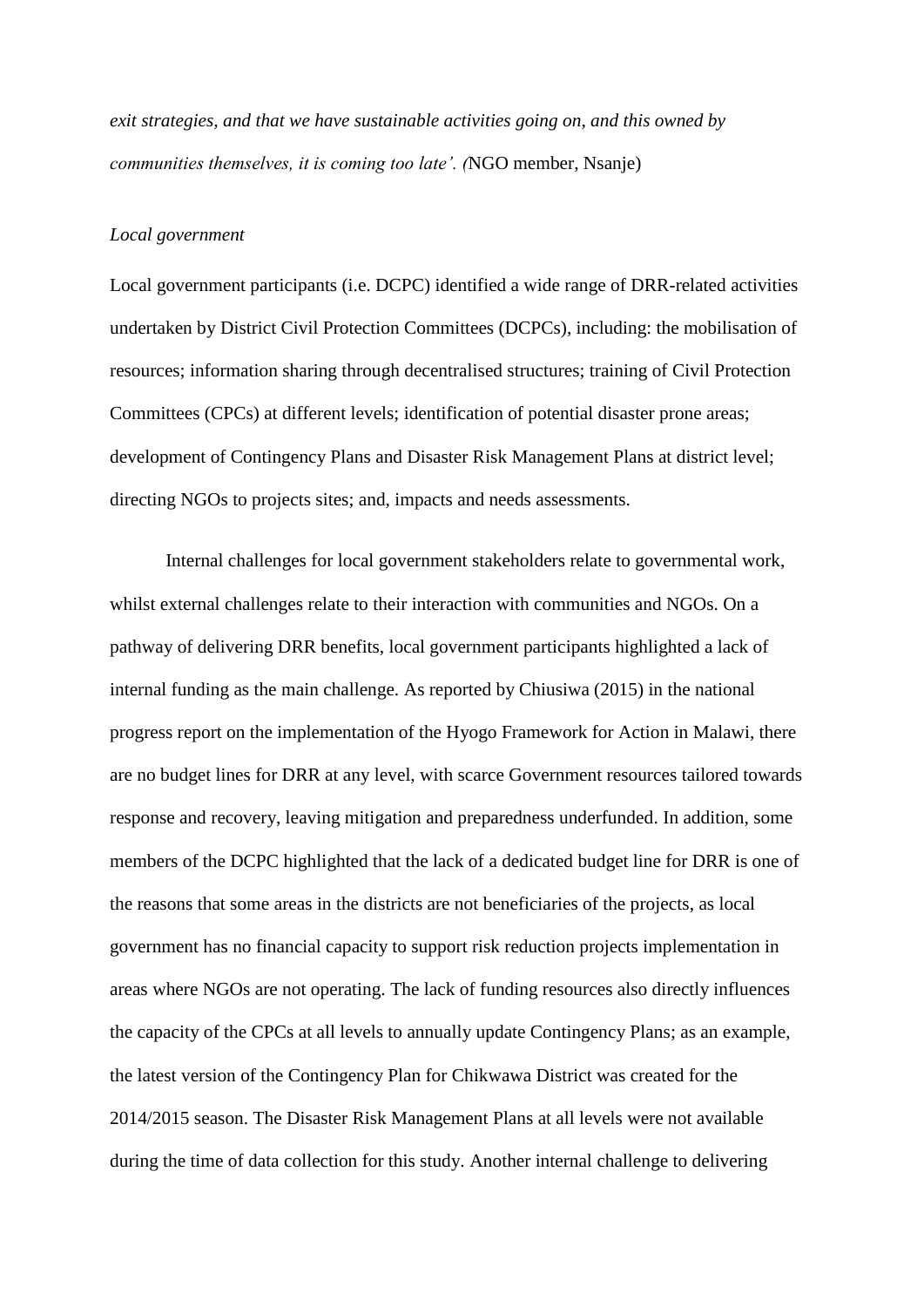*exit strategies, and that we have sustainable activities going on, and this owned by communities themselves, it is coming too late'. (*NGO member, Nsanje)

*Local government*

Local government participants (i.e. DCPC) identified a wide range of DRR-related activities undertaken by District Civil Protection Committees (DCPCs), including: the mobilisation of resources; information sharing through decentralised structures; training of Civil Protection Committees (CPCs) at different levels; identification of potential disaster prone areas; development of Contingency Plans and Disaster Risk Management Plans at district level; directing NGOs to projects sites; and, impacts and needs assessments.

Internal challenges for local government stakeholders relate to governmental work, whilst external challenges relate to their interaction with communities and NGOs. On a pathway of delivering DRR benefits, local government participants highlighted a lack of internal funding as the main challenge. As reported by Chiusiwa (2015) in the national progress report on the implementation of the Hyogo Framework for Action in Malawi, there are no budget lines for DRR at any level, with scarce Government resources tailored towards response and recovery, leaving mitigation and preparedness underfunded. In addition, some members of the DCPC highlighted that the lack of a dedicated budget line for DRR is one of the reasons that some areas in the districts are not beneficiaries of the projects, as local government has no financial capacity to support risk reduction projects implementation in areas where NGOs are not operating. The lack of funding resources also directly influences the capacity of the CPCs at all levels to annually update Contingency Plans; as an example, the latest version of the Contingency Plan for Chikwawa District was created for the 2014/2015 season. The Disaster Risk Management Plans at all levels were not available during the time of data collection for this study. Another internal challenge to delivering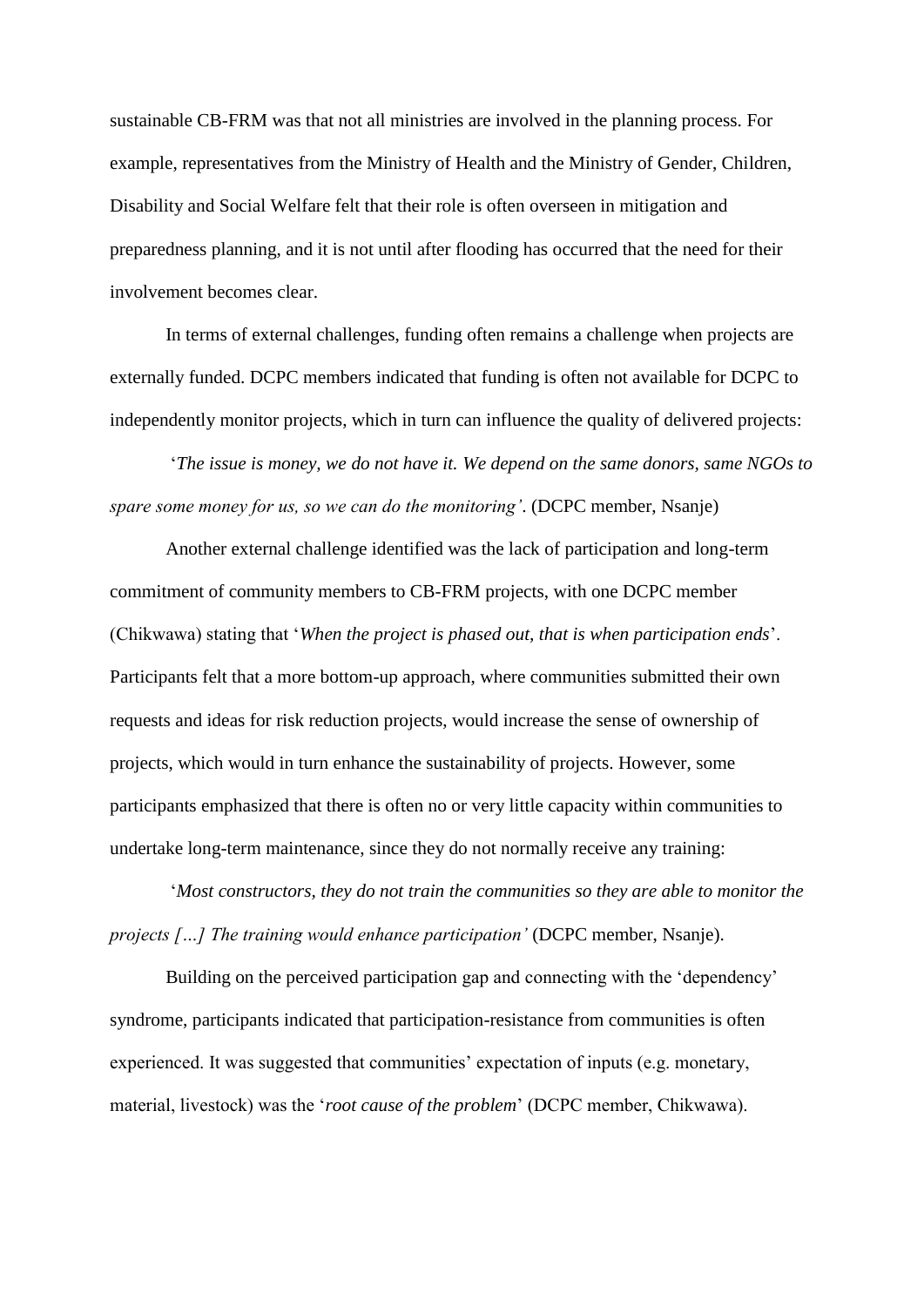sustainable CB-FRM was that not all ministries are involved in the planning process. For example, representatives from the Ministry of Health and the Ministry of Gender, Children, Disability and Social Welfare felt that their role is often overseen in mitigation and preparedness planning, and it is not until after flooding has occurred that the need for their involvement becomes clear.

In terms of external challenges, funding often remains a challenge when projects are externally funded. DCPC members indicated that funding is often not available for DCPC to independently monitor projects, which in turn can influence the quality of delivered projects:

'*The issue is money, we do not have it. We depend on the same donors, same NGOs to spare some money for us, so we can do the monitoring'*. (DCPC member, Nsanje)

Another external challenge identified was the lack of participation and long-term commitment of community members to CB-FRM projects, with one DCPC member (Chikwawa) stating that '*When the project is phased out, that is when participation ends*'. Participants felt that a more bottom-up approach, where communities submitted their own requests and ideas for risk reduction projects, would increase the sense of ownership of projects, which would in turn enhance the sustainability of projects. However, some participants emphasized that there is often no or very little capacity within communities to undertake long-term maintenance, since they do not normally receive any training:

'*Most constructors, they do not train the communities so they are able to monitor the projects […] The training would enhance participation'* (DCPC member, Nsanje).

Building on the perceived participation gap and connecting with the 'dependency' syndrome, participants indicated that participation-resistance from communities is often experienced. It was suggested that communities' expectation of inputs (e.g. monetary, material, livestock) was the '*root cause of the problem*' (DCPC member, Chikwawa).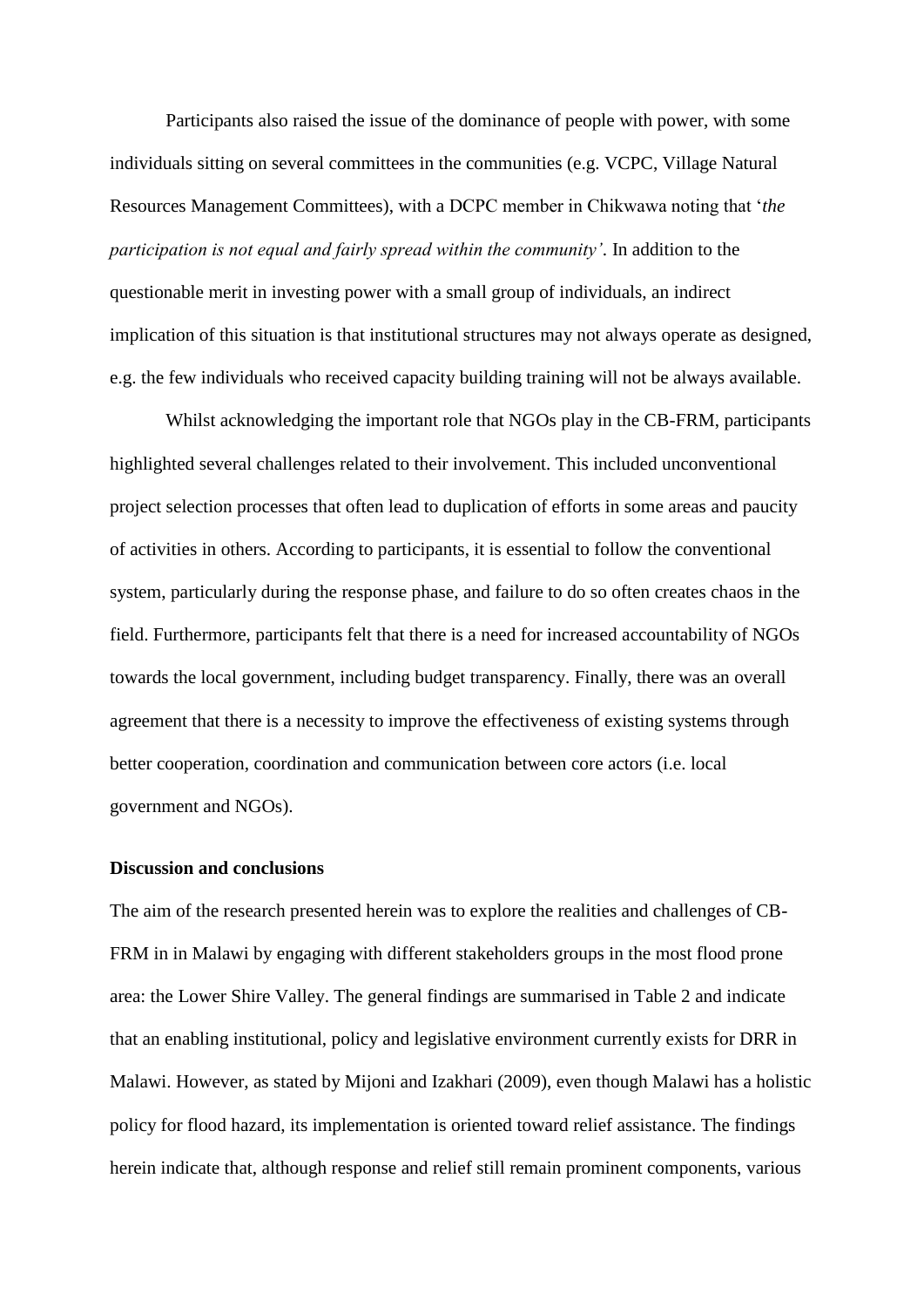Participants also raised the issue of the dominance of people with power, with some individuals sitting on several committees in the communities (e.g. VCPC, Village Natural Resources Management Committees), with a DCPC member in Chikwawa noting that '*the participation is not equal and fairly spread within the community'*. In addition to the questionable merit in investing power with a small group of individuals, an indirect implication of this situation is that institutional structures may not always operate as designed, e.g. the few individuals who received capacity building training will not be always available.

Whilst acknowledging the important role that NGOs play in the CB-FRM, participants highlighted several challenges related to their involvement. This included unconventional project selection processes that often lead to duplication of efforts in some areas and paucity of activities in others. According to participants, it is essential to follow the conventional system, particularly during the response phase, and failure to do so often creates chaos in the field. Furthermore, participants felt that there is a need for increased accountability of NGOs towards the local government, including budget transparency. Finally, there was an overall agreement that there is a necessity to improve the effectiveness of existing systems through better cooperation, coordination and communication between core actors (i.e. local government and NGOs).

**Discussion and conclusions**

The aim of the research presented herein was to explore the realities and challenges of CB-FRM in in Malawi by engaging with different stakeholders groups in the most flood prone area: the Lower Shire Valley. The general findings are summarised in Table 2 and indicate that an enabling institutional, policy and legislative environment currently exists for DRR in Malawi. However, as stated by Mijoni and Izakhari (2009), even though Malawi has a holistic policy for flood hazard, its implementation is oriented toward relief assistance. The findings herein indicate that, although response and relief still remain prominent components, various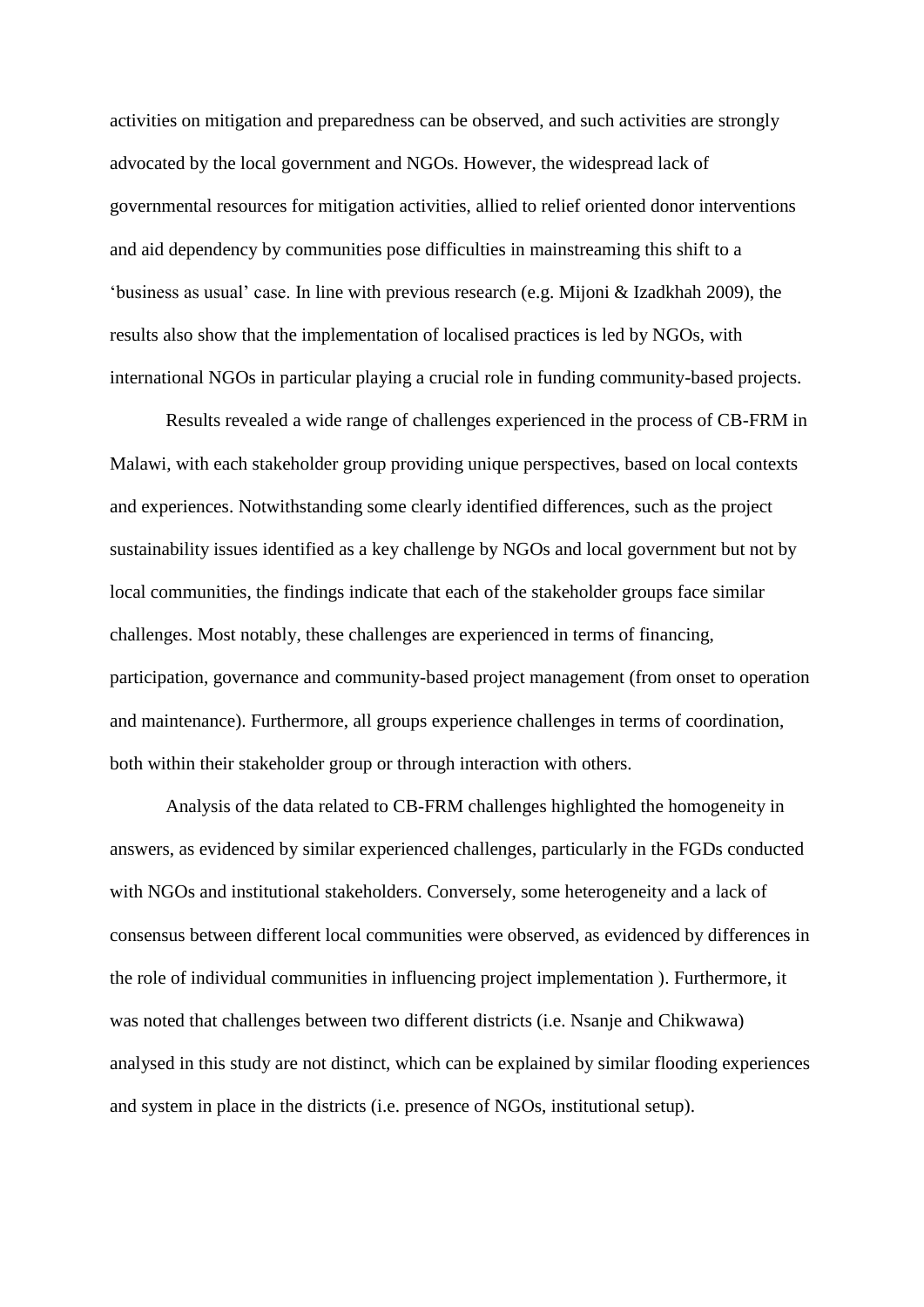activities on mitigation and preparedness can be observed, and such activities are strongly advocated by the local government and NGOs. However, the widespread lack of governmental resources for mitigation activities, allied to relief oriented donor interventions and aid dependency by communities pose difficulties in mainstreaming this shift to a 'business as usual' case. In line with previous research (e.g. Mijoni & Izadkhah 2009), the results also show that the implementation of localised practices is led by NGOs, with international NGOs in particular playing a crucial role in funding community-based projects.

Results revealed a wide range of challenges experienced in the process of CB-FRM in Malawi, with each stakeholder group providing unique perspectives, based on local contexts and experiences. Notwithstanding some clearly identified differences, such as the project sustainability issues identified as a key challenge by NGOs and local government but not by local communities, the findings indicate that each of the stakeholder groups face similar challenges. Most notably, these challenges are experienced in terms of financing, participation, governance and community-based project management (from onset to operation and maintenance). Furthermore, all groups experience challenges in terms of coordination, both within their stakeholder group or through interaction with others.

Analysis of the data related to CB-FRM challenges highlighted the homogeneity in answers, as evidenced by similar experienced challenges, particularly in the FGDs conducted with NGOs and institutional stakeholders. Conversely, some heterogeneity and a lack of consensus between different local communities were observed, as evidenced by differences in the role of individual communities in influencing project implementation ). Furthermore, it was noted that challenges between two different districts (i.e. Nsanje and Chikwawa) analysed in this study are not distinct, which can be explained by similar flooding experiences and system in place in the districts (i.e. presence of NGOs, institutional setup).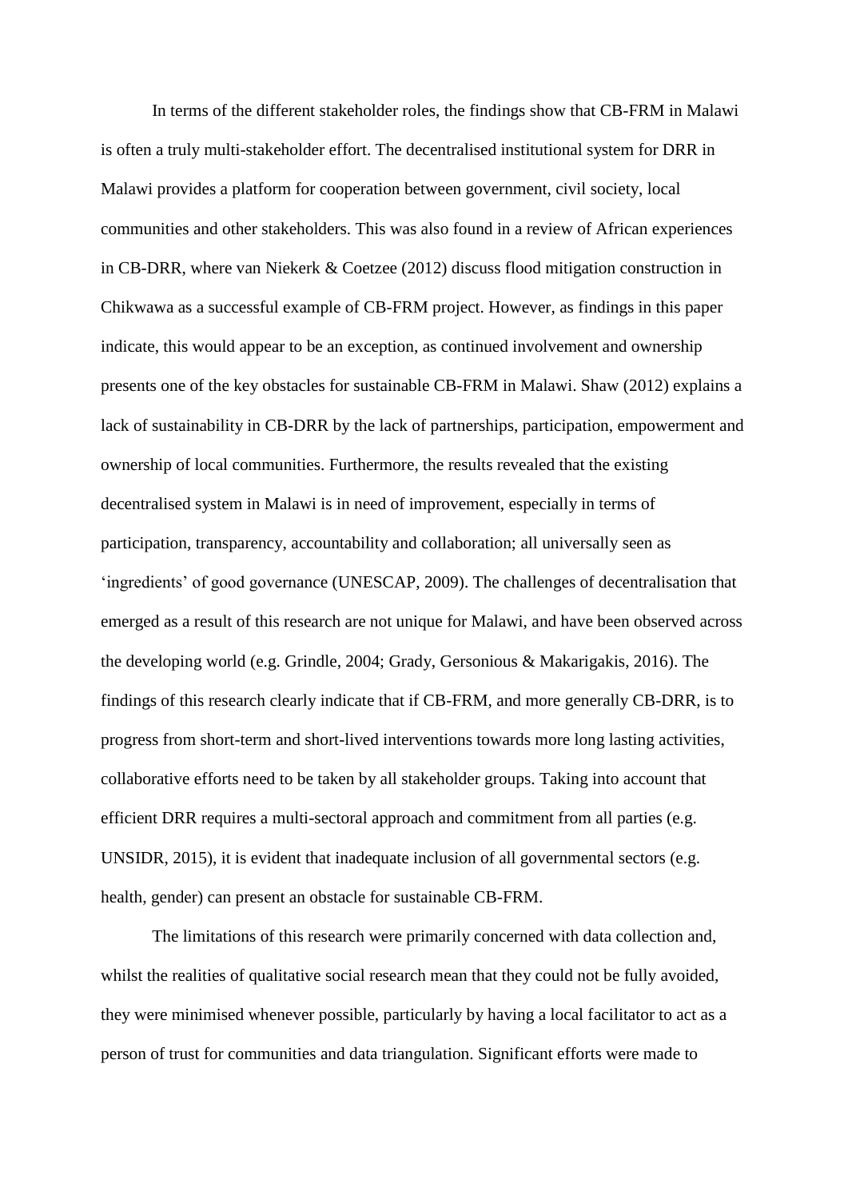In terms of the different stakeholder roles, the findings show that CB-FRM in Malawi is often a truly multi-stakeholder effort. The decentralised institutional system for DRR in Malawi provides a platform for cooperation between government, civil society, local communities and other stakeholders. This was also found in a review of African experiences in CB-DRR, where van Niekerk & Coetzee (2012) discuss flood mitigation construction in Chikwawa as a successful example of CB-FRM project. However, as findings in this paper indicate, this would appear to be an exception, as continued involvement and ownership presents one of the key obstacles for sustainable CB-FRM in Malawi. Shaw (2012) explains a lack of sustainability in CB-DRR by the lack of partnerships, participation, empowerment and ownership of local communities. Furthermore, the results revealed that the existing decentralised system in Malawi is in need of improvement, especially in terms of participation, transparency, accountability and collaboration; all universally seen as 'ingredients' of good governance (UNESCAP, 2009). The challenges of decentralisation that emerged as a result of this research are not unique for Malawi, and have been observed across the developing world (e.g. Grindle, 2004; Grady, Gersonious & Makarigakis, 2016). The findings of this research clearly indicate that if CB-FRM, and more generally CB-DRR, is to progress from short-term and short-lived interventions towards more long lasting activities, collaborative efforts need to be taken by all stakeholder groups. Taking into account that efficient DRR requires a multi-sectoral approach and commitment from all parties (e.g. UNSIDR, 2015), it is evident that inadequate inclusion of all governmental sectors (e.g. health, gender) can present an obstacle for sustainable CB-FRM.

The limitations of this research were primarily concerned with data collection and, whilst the realities of qualitative social research mean that they could not be fully avoided, they were minimised whenever possible, particularly by having a local facilitator to act as a person of trust for communities and data triangulation. Significant efforts were made to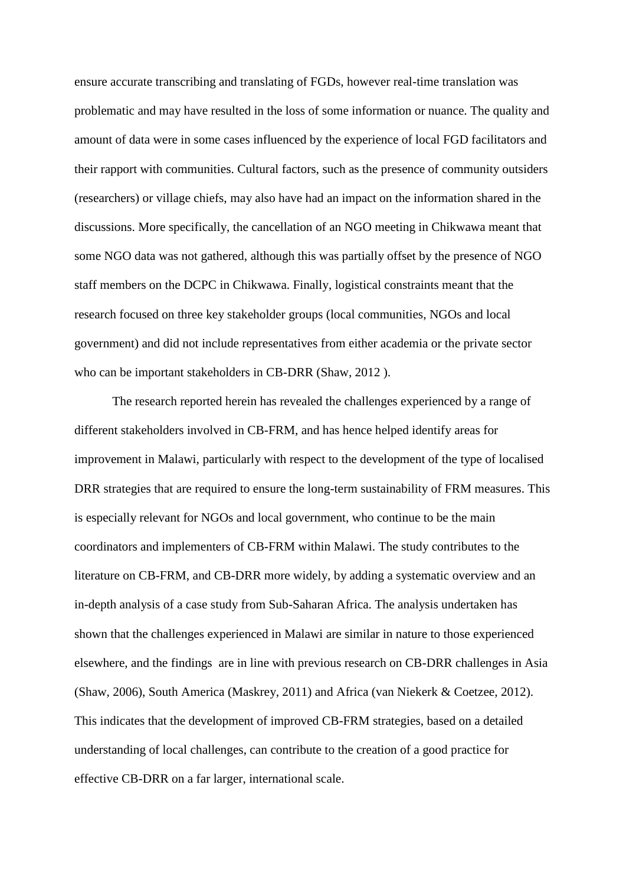ensure accurate transcribing and translating of FGDs, however real-time translation was problematic and may have resulted in the loss of some information or nuance. The quality and amount of data were in some cases influenced by the experience of local FGD facilitators and their rapport with communities. Cultural factors, such as the presence of community outsiders (researchers) or village chiefs, may also have had an impact on the information shared in the discussions. More specifically, the cancellation of an NGO meeting in Chikwawa meant that some NGO data was not gathered, although this was partially offset by the presence of NGO staff members on the DCPC in Chikwawa. Finally, logistical constraints meant that the research focused on three key stakeholder groups (local communities, NGOs and local government) and did not include representatives from either academia or the private sector who can be important stakeholders in CB-DRR (Shaw, 2012 ).

The research reported herein has revealed the challenges experienced by a range of different stakeholders involved in CB-FRM, and has hence helped identify areas for improvement in Malawi, particularly with respect to the development of the type of localised DRR strategies that are required to ensure the long-term sustainability of FRM measures. This is especially relevant for NGOs and local government, who continue to be the main coordinators and implementers of CB-FRM within Malawi. The study contributes to the literature on CB-FRM, and CB-DRR more widely, by adding a systematic overview and an in-depth analysis of a case study from Sub-Saharan Africa. The analysis undertaken has shown that the challenges experienced in Malawi are similar in nature to those experienced elsewhere, and the findings are in line with previous research on CB-DRR challenges in Asia (Shaw, 2006), South America (Maskrey, 2011) and Africa (van Niekerk & Coetzee, 2012). This indicates that the development of improved CB-FRM strategies, based on a detailed understanding of local challenges, can contribute to the creation of a good practice for effective CB-DRR on a far larger, international scale.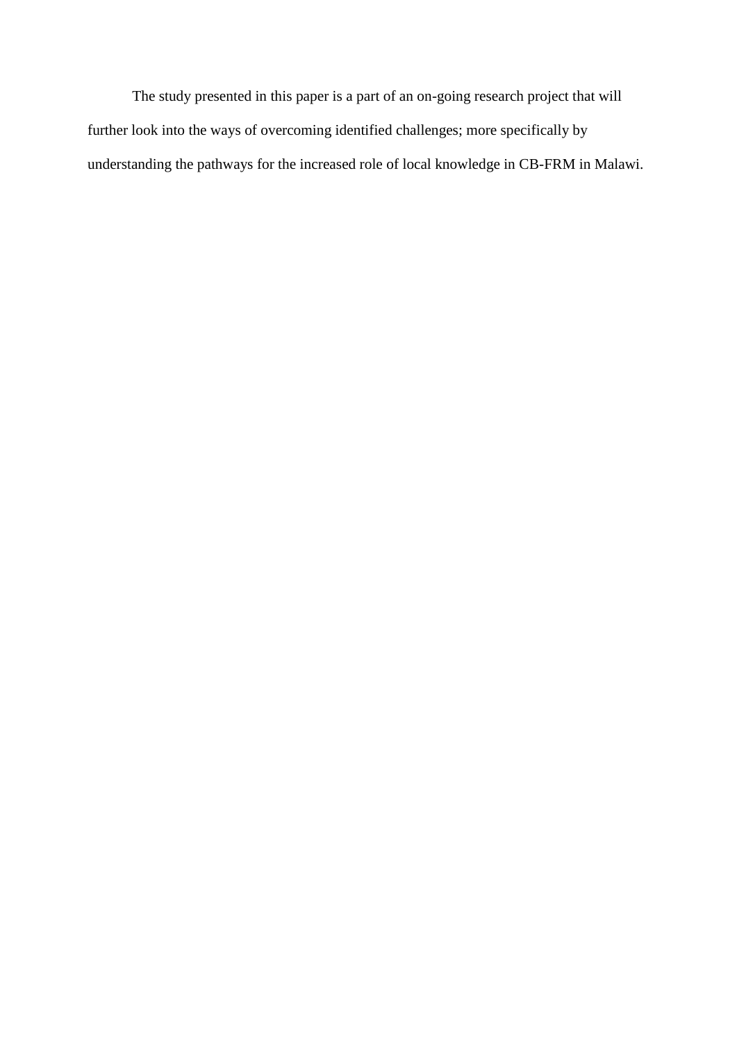The study presented in this paper is a part of an on-going research project that will further look into the ways of overcoming identified challenges; more specifically by understanding the pathways for the increased role of local knowledge in CB-FRM in Malawi.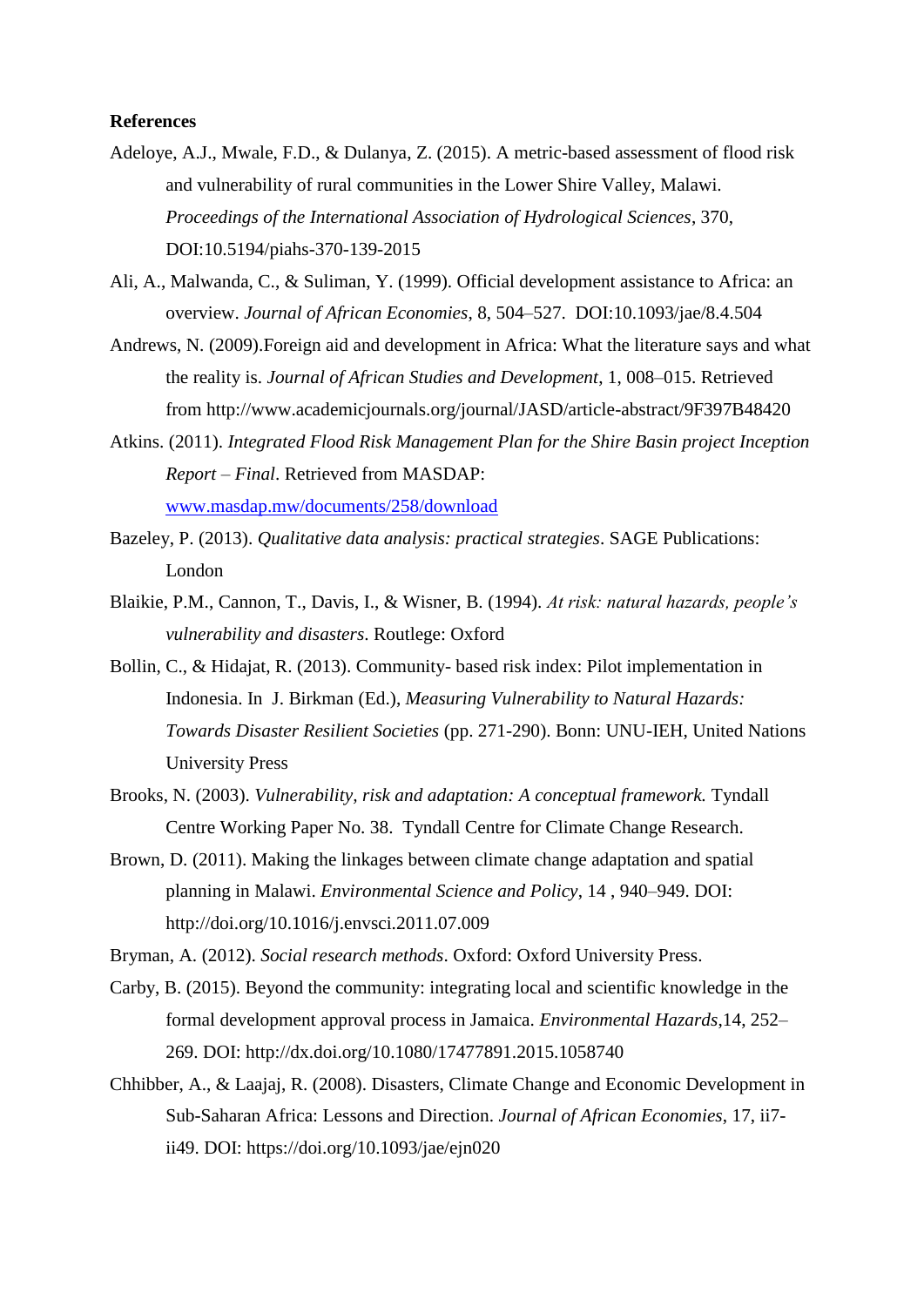**References**

Adeloye, A.J., Mwale, F.D., & Dulanya, Z. (2015). A metric-based assessment of flood risk and vulnerability of rural communities in the Lower Shire Valley, Malawi. *Proceedings of the International Association of Hydrological Sciences*, 370, DOI:10.5194/piahs-370-139-2015

Ali, A., Malwanda, C., & Suliman, Y. (1999). Official development assistance to Africa: an overview. *Journal of African Economies*, 8, 504–527. DOI:10.1093/jae/8.4.504

Andrews, N. (2009).Foreign aid and development in Africa: What the literature says and what the reality is. *Journal of African Studies and Development*, 1, 008–015. Retrieved from http://www.academicjournals.org/journal/JASD/article-abstract/9F397B48420

Atkins. (2011). *Integrated Flood Risk Management Plan for the Shire Basin project Inception Report – Final*. Retrieved from MASDAP: www.masdap.mw/documents/258/download

Bazeley, P. (2013). *Qualitative data analysis: practical strategies*. SAGE Publications: London

Blaikie, P.M., Cannon, T., Davis, I., & Wisner, B. (1994). *At risk: natural hazards, people's vulnerability and disasters*. Routlege: Oxford

Bollin, C., & Hidajat, R. (2013). Community- based risk index: Pilot implementation in Indonesia. In J. Birkman (Ed.), *Measuring Vulnerability to Natural Hazards: Towards Disaster Resilient Societies* (pp. 271-290). Bonn: UNU-IEH, United Nations University Press

Brooks, N. (2003). *Vulnerability, risk and adaptation: A conceptual framework.* Tyndall Centre Working Paper No. 38. Tyndall Centre for Climate Change Research.

Brown, D. (2011). Making the linkages between climate change adaptation and spatial planning in Malawi. *Environmental Science and Policy*, 14 , 940–949. DOI: http://doi.org/10.1016/j.envsci.2011.07.009

Bryman, A. (2012). *Social research methods*. Oxford: Oxford University Press.

Carby, B. (2015). Beyond the community: integrating local and scientific knowledge in the formal development approval process in Jamaica. *Environmental Hazards*,14, 252–269. DOI: http://dx.doi.org/10.1080/17477891.2015.1058740

Chhibber, A., & Laajaj, R. (2008). Disasters, Climate Change and Economic Development in Sub-Saharan Africa: Lessons and Direction. *Journal of African Economies*, 17, ii7-ii49. DOI: https://doi.org/10.1093/jae/ejn020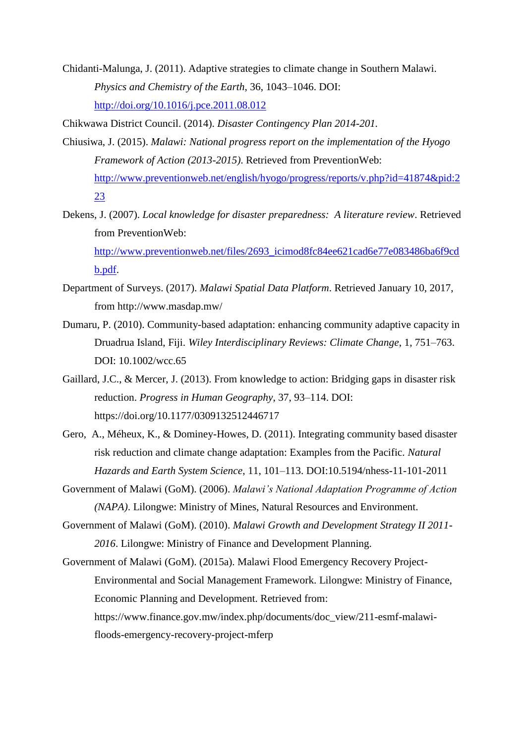Chidanti-Malunga, J. (2011). Adaptive strategies to climate change in Southern Malawi. *Physics and Chemistry of the Earth*, 36, 1043–1046. DOI: http://doi.org/10.1016/j.pce.2011.08.012

Chikwawa District Council. (2014). *Disaster Contingency Plan 2014-201.*

Chiusiwa, J. (2015). *Malawi: National progress report on the implementation of the Hyogo Framework of Action (2013-2015)*. Retrieved from PreventionWeb: http://www.preventionweb.net/english/hyogo/progress/reports/v.php?id=41874&pid:223

Dekens, J. (2007). *Local knowledge for disaster preparedness: A literature review*. Retrieved from PreventionWeb: http://www.preventionweb.net/files/2693_icimod8fc84ee621cad6e77e083486ba6f9cdb.pdf.

Department of Surveys. (2017). *Malawi Spatial Data Platform*. Retrieved January 10, 2017, from http://www.masdap.mw/

Dumaru, P. (2010). Community-based adaptation: enhancing community adaptive capacity in Druadrua Island, Fiji. *Wiley Interdisciplinary Reviews: Climate Change*, 1, 751–763. DOI: 10.1002/wcc.65

Gaillard, J.C., & Mercer, J. (2013). From knowledge to action: Bridging gaps in disaster risk reduction. *Progress in Human Geography*, 37, 93–114. DOI: https://doi.org/10.1177/0309132512446717

Gero, A., Méheux, K., & Dominey-Howes, D. (2011). Integrating community based disaster risk reduction and climate change adaptation: Examples from the Pacific. *Natural Hazards and Earth System Science*, 11, 101–113. DOI:10.5194/nhess-11-101-2011

Government of Malawi (GoM). (2006). *Malawi's National Adaptation Programme of Action (NAPA)*. Lilongwe: Ministry of Mines, Natural Resources and Environment.

Government of Malawi (GoM). (2010). *Malawi Growth and Development Strategy II 2011-2016*. Lilongwe: Ministry of Finance and Development Planning.

Government of Malawi (GoM). (2015a). Malawi Flood Emergency Recovery Project-Environmental and Social Management Framework. Lilongwe: Ministry of Finance, Economic Planning and Development. Retrieved from: https://www.finance.gov.mw/index.php/documents/doc_view/211-esmf-malawi-floods-emergency-recovery-project-mferp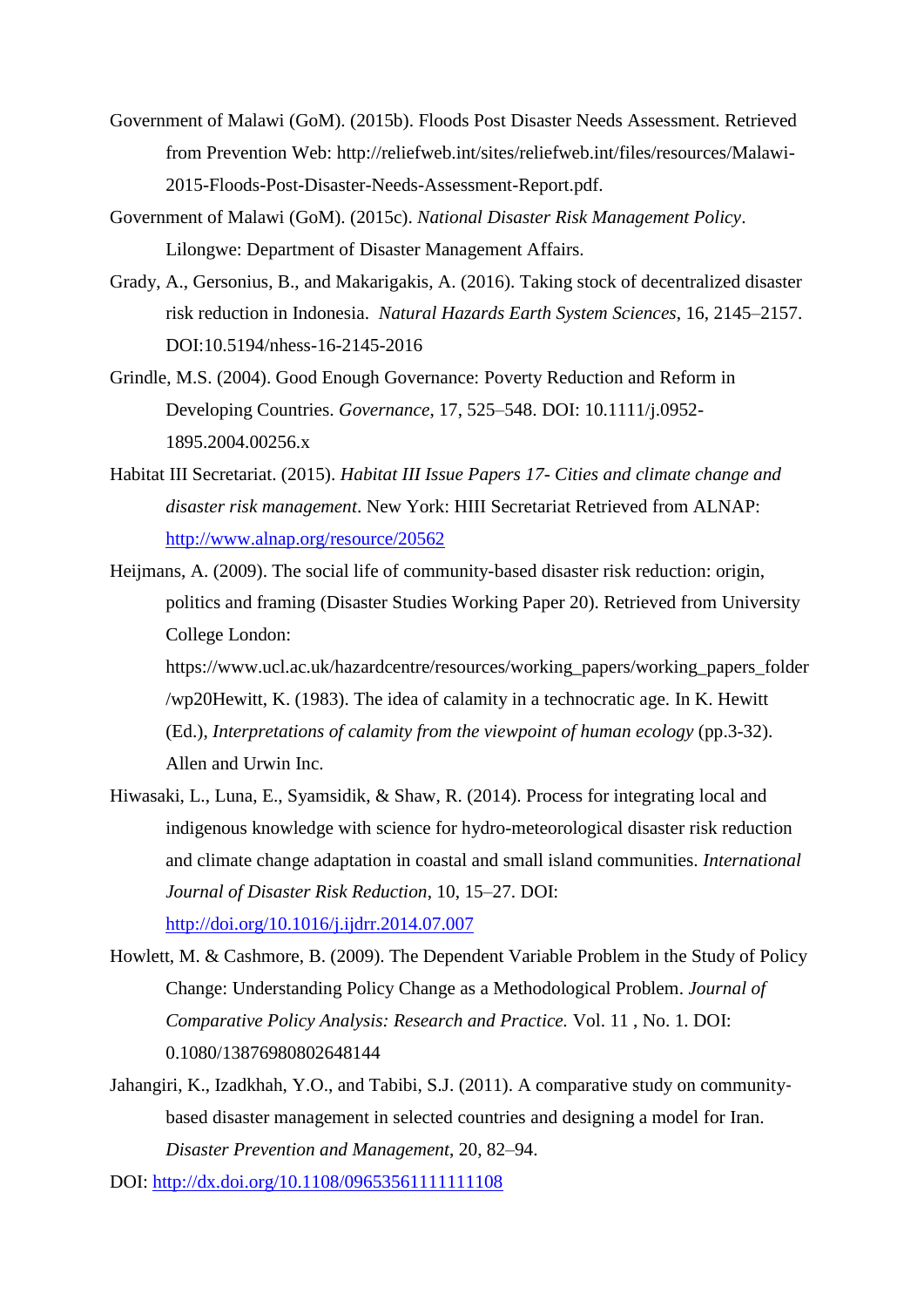Government of Malawi (GoM). (2015b). Floods Post Disaster Needs Assessment. Retrieved from Prevention Web: http://reliefweb.int/sites/reliefweb.int/files/resources/Malawi-2015-Floods-Post-Disaster-Needs-Assessment-Report.pdf.

Government of Malawi (GoM). (2015c). *National Disaster Risk Management Policy*. Lilongwe: Department of Disaster Management Affairs.

Grady, A., Gersonius, B., and Makarigakis, A. (2016). Taking stock of decentralized disaster risk reduction in Indonesia. *Natural Hazards Earth System Sciences*, 16, 2145–2157. DOI:10.5194/nhess-16-2145-2016

Grindle, M.S. (2004). Good Enough Governance: Poverty Reduction and Reform in Developing Countries. *Governance*, 17, 525–548. DOI: 10.1111/j.0952-1895.2004.00256.x

Habitat III Secretariat. (2015). *Habitat III Issue Papers 17- Cities and climate change and disaster risk management*. New York: HIII Secretariat Retrieved from ALNAP: http://www.alnap.org/resource/20562

Heijmans, A. (2009). The social life of community-based disaster risk reduction: origin, politics and framing (Disaster Studies Working Paper 20). Retrieved from University College London: https://www.ucl.ac.uk/hazardcentre/resources/working_papers/working_papers_folder/wp20Hewitt, K. (1983). The idea of calamity in a technocratic age. In K. Hewitt (Ed.), *Interpretations of calamity from the viewpoint of human ecology* (pp.3-32). Allen and Urwin Inc.

Hiwasaki, L., Luna, E., Syamsidik, & Shaw, R. (2014). Process for integrating local and indigenous knowledge with science for hydro-meteorological disaster risk reduction and climate change adaptation in coastal and small island communities. *International Journal of Disaster Risk Reduction*, 10, 15–27. DOI: http://doi.org/10.1016/j.ijdrr.2014.07.007

Howlett, M. & Cashmore, B. (2009). The Dependent Variable Problem in the Study of Policy Change: Understanding Policy Change as a Methodological Problem. *Journal of Comparative Policy Analysis: Research and Practice.* Vol. 11 , No. 1. DOI: 0.1080/13876980802648144

Jahangiri, K., Izadkhah, Y.O., and Tabibi, S.J. (2011). A comparative study on community-based disaster management in selected countries and designing a model for Iran. *Disaster Prevention and Management*, 20, 82–94.

DOI: http://dx.doi.org/10.1108/09653561111111108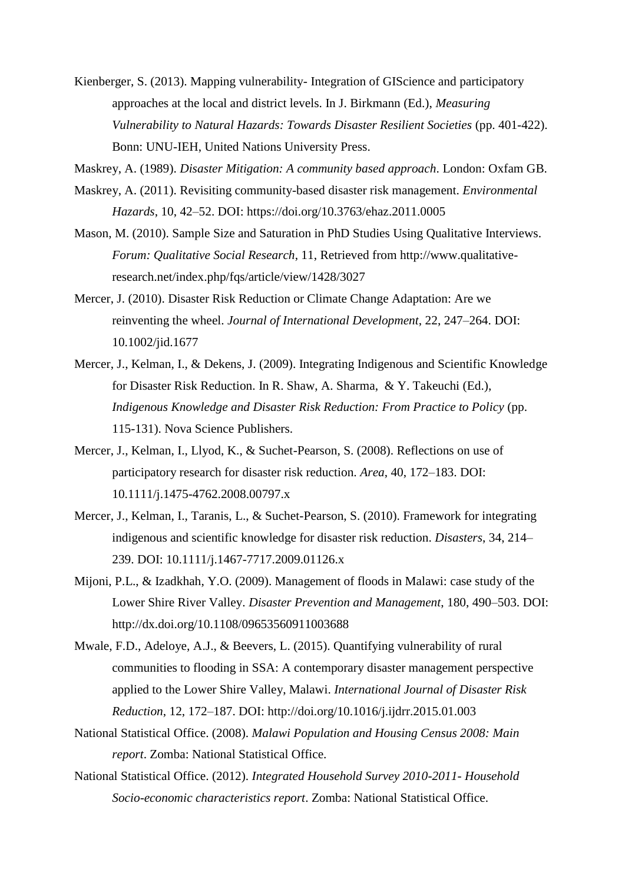Kienberger, S. (2013). Mapping vulnerability- Integration of GIScience and participatory approaches at the local and district levels. In J. Birkmann (Ed.), *Measuring Vulnerability to Natural Hazards: Towards Disaster Resilient Societies* (pp. 401-422). Bonn: UNU-IEH, United Nations University Press.

Maskrey, A. (1989). *Disaster Mitigation: A community based approach*. London: Oxfam GB.

Maskrey, A. (2011). Revisiting community-based disaster risk management. *Environmental Hazards*, 10, 42–52. DOI: https://doi.org/10.3763/ehaz.2011.0005

Mason, M. (2010). Sample Size and Saturation in PhD Studies Using Qualitative Interviews. *Forum: Qualitative Social Research*, 11, Retrieved from http://www.qualitative-research.net/index.php/fqs/article/view/1428/3027

Mercer, J. (2010). Disaster Risk Reduction or Climate Change Adaptation: Are we reinventing the wheel. *Journal of International Development*, 22, 247–264. DOI: 10.1002/jid.1677

Mercer, J., Kelman, I., & Dekens, J. (2009). Integrating Indigenous and Scientific Knowledge for Disaster Risk Reduction. In R. Shaw, A. Sharma, & Y. Takeuchi (Ed.), *Indigenous Knowledge and Disaster Risk Reduction: From Practice to Policy* (pp. 115-131). Nova Science Publishers.

Mercer, J., Kelman, I., Llyod, K., & Suchet-Pearson, S. (2008). Reflections on use of participatory research for disaster risk reduction. *Area*, 40, 172–183. DOI: 10.1111/j.1475-4762.2008.00797.x

Mercer, J., Kelman, I., Taranis, L., & Suchet-Pearson, S. (2010). Framework for integrating indigenous and scientific knowledge for disaster risk reduction. *Disasters*, 34, 214–239. DOI: 10.1111/j.1467-7717.2009.01126.x

Mijoni, P.L., & Izadkhah, Y.O. (2009). Management of floods in Malawi: case study of the Lower Shire River Valley. *Disaster Prevention and Management*, 180, 490–503. DOI: http://dx.doi.org/10.1108/09653560911003688

Mwale, F.D., Adeloye, A.J., & Beevers, L. (2015). Quantifying vulnerability of rural communities to flooding in SSA: A contemporary disaster management perspective applied to the Lower Shire Valley, Malawi. *International Journal of Disaster Risk Reduction*, 12, 172–187. DOI: http://doi.org/10.1016/j.ijdrr.2015.01.003

National Statistical Office. (2008). *Malawi Population and Housing Census 2008: Main report*. Zomba: National Statistical Office.

National Statistical Office. (2012). *Integrated Household Survey 2010-2011- Household Socio-economic characteristics report*. Zomba: National Statistical Office.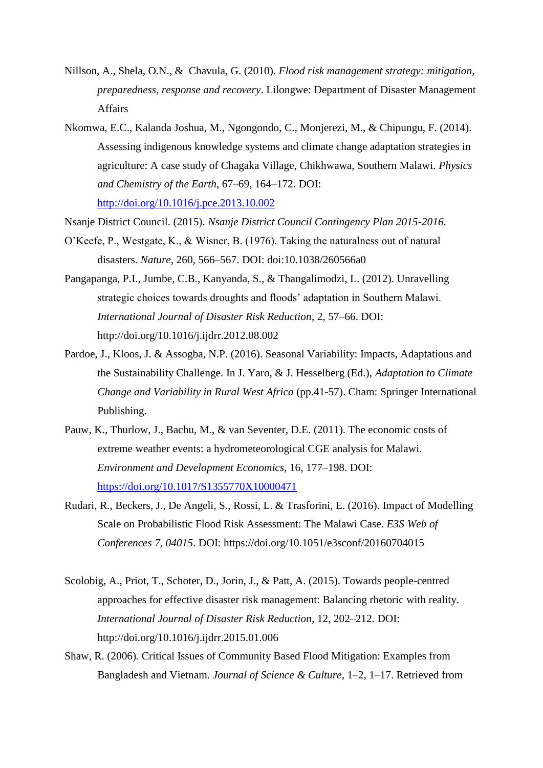Nillson, A., Shela, O.N., &  Chavula, G. (2010). *Flood risk management strategy: mitigation, preparedness, response and recovery*. Lilongwe: Department of Disaster Management Affairs

Nkomwa, E.C., Kalanda Joshua, M., Ngongondo, C., Monjerezi, M., & Chipungu, F. (2014). Assessing indigenous knowledge systems and climate change adaptation strategies in agriculture: A case study of Chagaka Village, Chikhwawa, Southern Malawi. *Physics and Chemistry of the Earth*, 67–69, 164–172. DOI: http://doi.org/10.1016/j.pce.2013.10.002

Nsanje District Council. (2015). *Nsanje District Council Contingency Plan 2015-2016.*

O'Keefe, P., Westgate, K., & Wisner, B. (1976). Taking the naturalness out of natural disasters. *Nature*, 260, 566–567. DOI: doi:10.1038/260566a0

Pangapanga, P.I., Jumbe, C.B., Kanyanda, S., & Thangalimodzi, L. (2012). Unravelling strategic choices towards droughts and floods' adaptation in Southern Malawi. *International Journal of Disaster Risk Reduction*, 2, 57–66. DOI: http://doi.org/10.1016/j.ijdrr.2012.08.002

Pardoe, J., Kloos, J. & Assogba, N.P. (2016). Seasonal Variability: Impacts, Adaptations and the Sustainability Challenge. In J. Yaro, & J. Hesselberg (Ed.), *Adaptation to Climate Change and Variability in Rural West Africa* (pp.41-57). Cham: Springer International Publishing.

Pauw, K., Thurlow, J., Bachu, M., & van Seventer, D.E. (2011). The economic costs of extreme weather events: a hydrometeorological CGE analysis for Malawi. *Environment and Development Economics*, 16, 177–198. DOI: https://doi.org/10.1017/S1355770X10000471

Rudari, R., Beckers, J., De Angeli, S., Rossi, L. & Trasforini, E. (2016). Impact of Modelling Scale on Probabilistic Flood Risk Assessment: The Malawi Case. *E3S Web of Conferences 7, 04015*. DOI: https://doi.org/10.1051/e3sconf/20160704015

Scolobig, A., Priot, T., Schoter, D., Jorin, J., & Patt, A. (2015). Towards people-centred approaches for effective disaster risk management: Balancing rhetoric with reality. *International Journal of Disaster Risk Reduction*, 12, 202–212. DOI: http://doi.org/10.1016/j.ijdrr.2015.01.006

Shaw, R. (2006). Critical Issues of Community Based Flood Mitigation: Examples from Bangladesh and Vietnam. *Journal of Science & Culture*, 1–2, 1–17. Retrieved from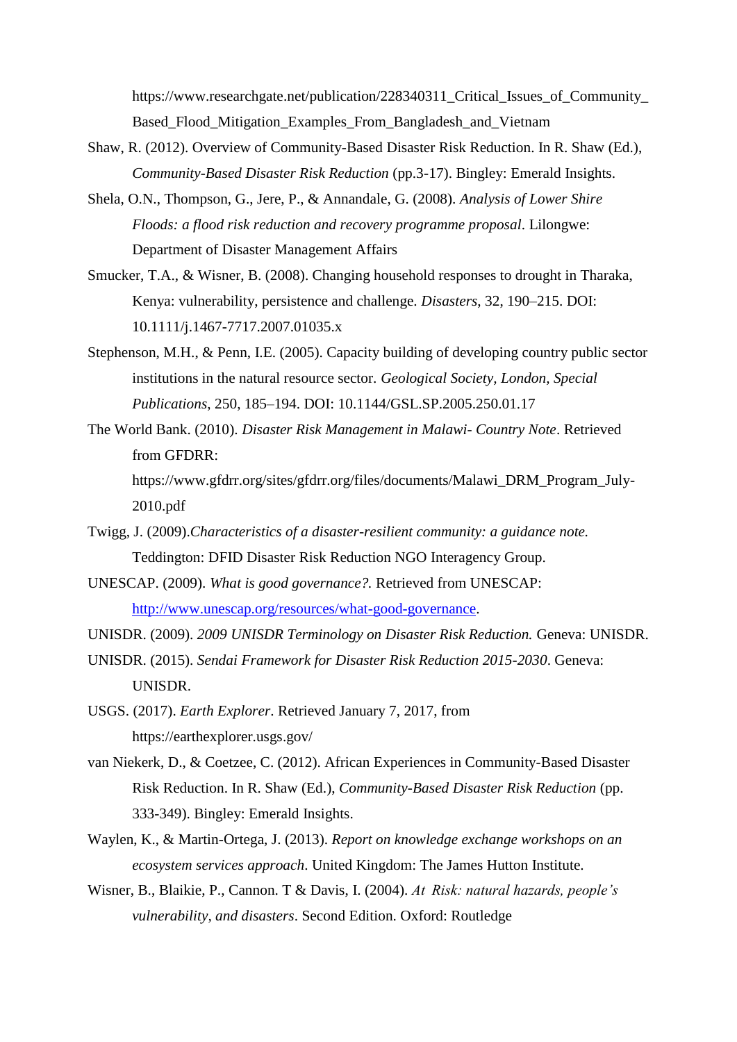https://www.researchgate.net/publication/228340311_Critical_Issues_of_Community_Based_Flood_Mitigation_Examples_From_Bangladesh_and_Vietnam

Shaw, R. (2012). Overview of Community-Based Disaster Risk Reduction. In R. Shaw (Ed.), *Community-Based Disaster Risk Reduction* (pp.3-17). Bingley: Emerald Insights.

Shela, O.N., Thompson, G., Jere, P., & Annandale, G. (2008). *Analysis of Lower Shire Floods: a flood risk reduction and recovery programme proposal*. Lilongwe: Department of Disaster Management Affairs

Smucker, T.A., & Wisner, B. (2008). Changing household responses to drought in Tharaka, Kenya: vulnerability, persistence and challenge. *Disasters*, 32, 190–215. DOI: 10.1111/j.1467-7717.2007.01035.x

Stephenson, M.H., & Penn, I.E. (2005). Capacity building of developing country public sector institutions in the natural resource sector. *Geological Society, London, Special Publications*, 250, 185–194. DOI: 10.1144/GSL.SP.2005.250.01.17

The World Bank. (2010). *Disaster Risk Management in Malawi- Country Note*. Retrieved from GFDRR: https://www.gfdrr.org/sites/gfdrr.org/files/documents/Malawi_DRM_Program_July-2010.pdf

Twigg, J. (2009).*Characteristics of a disaster-resilient community: a guidance note.* Teddington: DFID Disaster Risk Reduction NGO Interagency Group.

UNESCAP. (2009). *What is good governance?.* Retrieved from UNESCAP: http://www.unescap.org/resources/what-good-governance.

UNISDR. (2009). *2009 UNISDR Terminology on Disaster Risk Reduction.* Geneva: UNISDR.

UNISDR. (2015). *Sendai Framework for Disaster Risk Reduction 2015-2030*. Geneva: UNISDR.

USGS. (2017). *Earth Explorer*. Retrieved January 7, 2017, from https://earthexplorer.usgs.gov/

van Niekerk, D., & Coetzee, C. (2012). African Experiences in Community-Based Disaster Risk Reduction. In R. Shaw (Ed.), *Community-Based Disaster Risk Reduction* (pp. 333-349). Bingley: Emerald Insights.

Waylen, K., & Martin-Ortega, J. (2013). *Report on knowledge exchange workshops on an ecosystem services approach*. United Kingdom: The James Hutton Institute.

Wisner, B., Blaikie, P., Cannon. T & Davis, I. (2004). *At Risk: natural hazards, people's vulnerability, and disasters*. Second Edition. Oxford: Routledge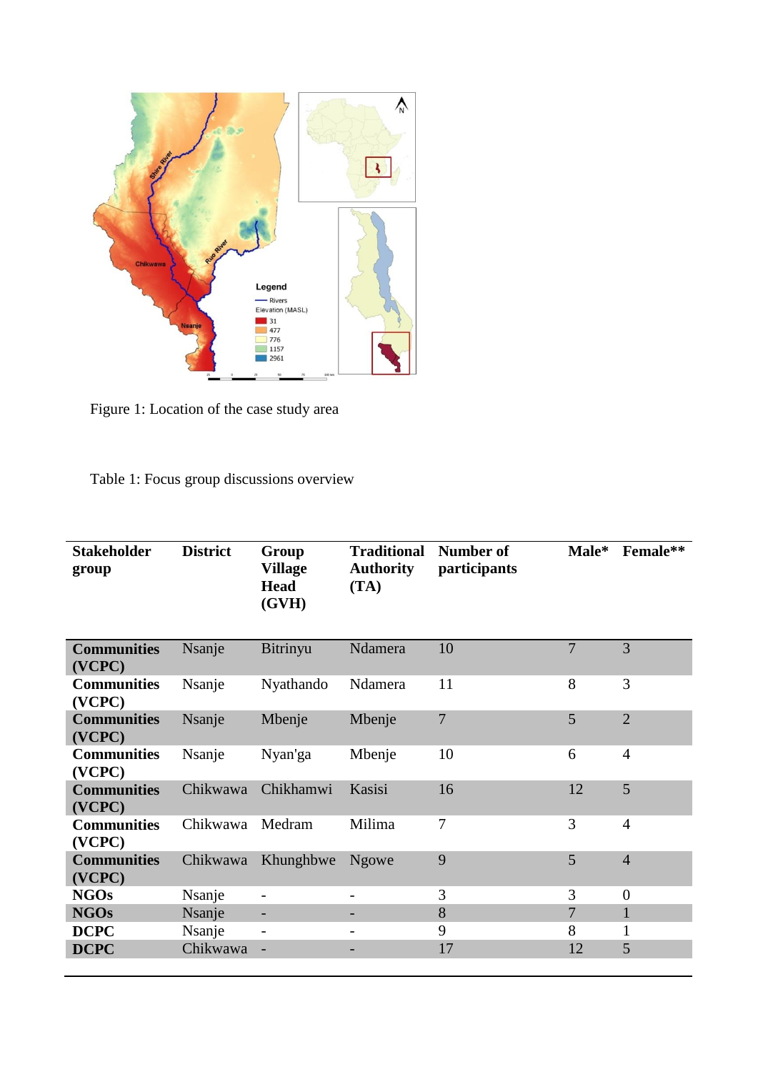Figure 1: Location of the case study area

Table 1: Focus group discussions overview

| Stakeholder group | District | Group Village Head (GVH) | Traditional Authority (TA) | Number of participants | Male* | Female** |
|---|---|---|---|---|---|---|
| **Communities (VCPC)** | Nsanje | Bitrinyu | Ndamera | 10 | 7 | 3 |
| **Communities (VCPC)** | Nsanje | Nyathando | Ndamera | 11 | 8 | 3 |
| **Communities (VCPC)** | Nsanje | Mbenje | Mbenje | 7 | 5 | 2 |
| **Communities (VCPC)** | Nsanje | Nyan'ga | Mbenje | 10 | 6 | 4 |
| **Communities (VCPC)** | Chikwawa | Chikhamwi | Kasisi | 16 | 12 | 5 |
| **Communities (VCPC)** | Chikwawa | Medram | Milima | 7 | 3 | 4 |
| **Communities (VCPC)** | Chikwawa | Khunghbwe | Ngowe | 9 | 5 | 4 |
| **NGOs** | Nsanje | - | - | 3 | 3 | 0 |
| **NGOs** | Nsanje | - | - | 8 | 7 | 1 |
| **DCPC** | Nsanje | - | - | 9 | 8 | 1 |
| **DCPC** | Chikwawa | - | - | 17 | 12 | 5 |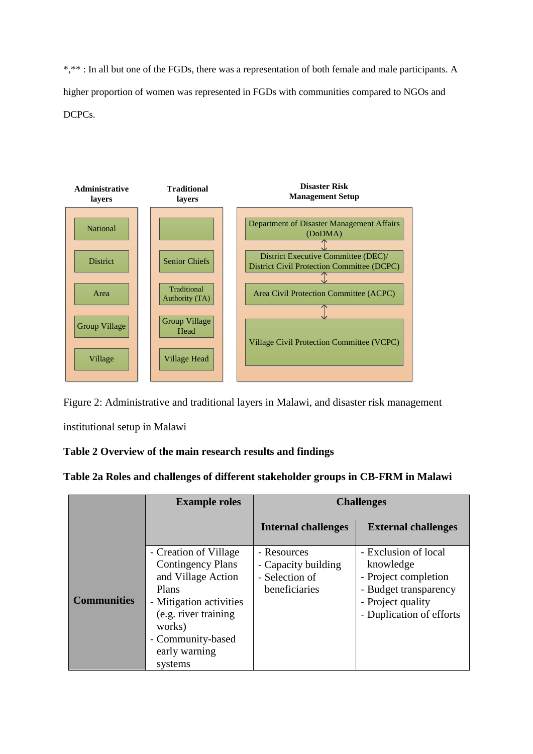*,** : In all but one of the FGDs, there was a representation of both female and male participants. A higher proportion of women was represented in FGDs with communities compared to NGOs and DCPCs.

| Administrative layers | Traditional layers | Disaster Risk Management Setup |
|---|---|---|
| National | | Department of Disaster Management Affairs (DoDMA) |
| District | Senior Chiefs | District Executive Committee (DEC)/ District Civil Protection Committee (DCPC) |
| Area | Traditional Authority (TA) | Area Civil Protection Committee (ACPC) |
| Group Village | Group Village Head | Village Civil Protection Committee (VCPC) |
| Village | Village Head | |

Figure 2: Administrative and traditional layers in Malawi, and disaster risk management institutional setup in Malawi

**Table 2 Overview of the main research results and findings**

**Table 2a Roles and challenges of different stakeholder groups in CB-FRM in Malawi**

| | Example roles | Challenges | |
|---|---|---|---|
| | | **Internal challenges** | **External challenges** |
| **Communities** | - Creation of Village Contingency Plans and Village Action Plans<br>- Mitigation activities (e.g. river training works)<br>- Community-based early warning systems | - Resources<br>- Capacity building<br>- Selection of beneficiaries | - Exclusion of local knowledge<br>- Project completion<br>- Budget transparency<br>- Project quality<br>- Duplication of efforts |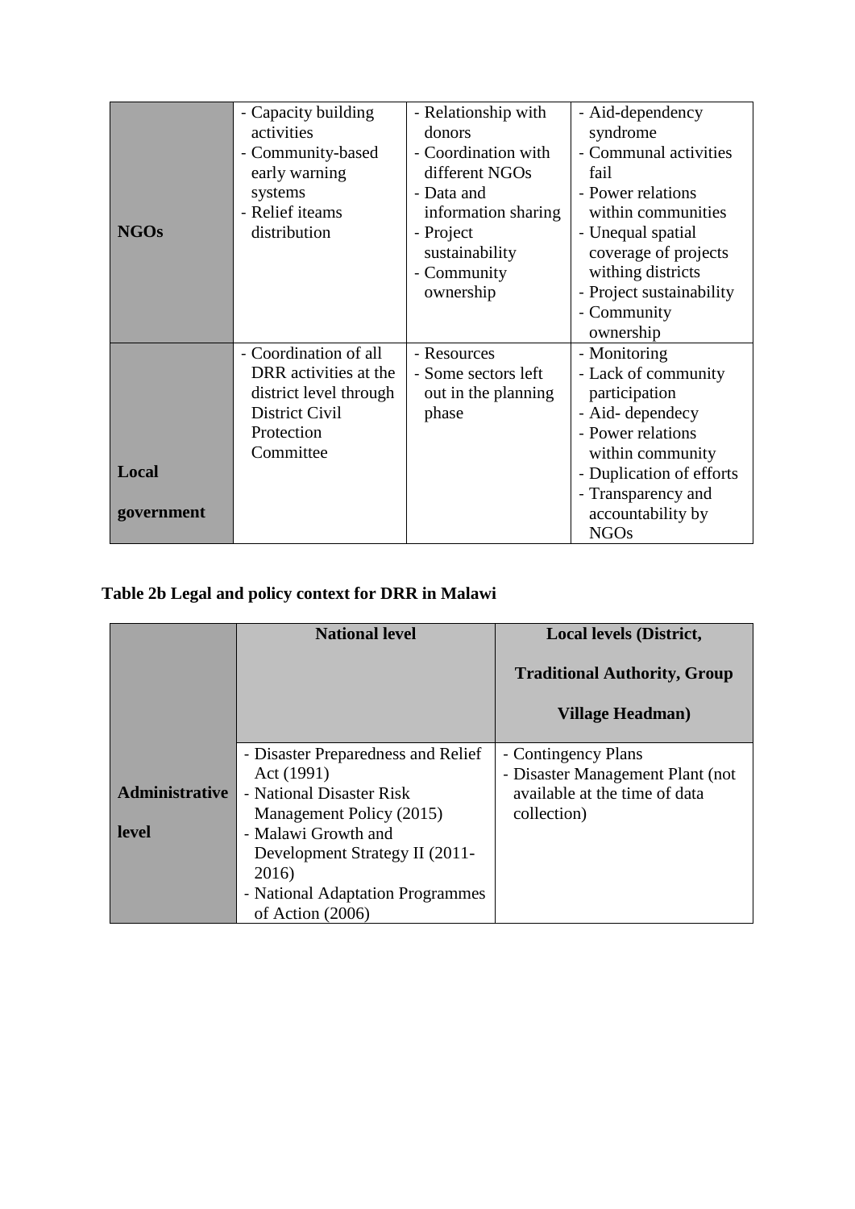| | | | |
|---|---|---|---|
| **NGOs** | - Capacity building activities<br>- Community-based early warning systems<br>- Relief iteams distribution | - Relationship with donors<br>- Coordination with different NGOs<br>- Data and information sharing<br>- Project sustainability<br>- Community ownership | - Aid-dependency syndrome<br>- Communal activities fail<br>- Power relations within communities<br>- Unequal spatial coverage of projects withing districts<br>- Project sustainability<br>- Community ownership |
| **Local government** | - Coordination of all DRR activities at the district level through District Civil Protection Committee | - Resources<br>- Some sectors left out in the planning phase | - Monitoring<br>- Lack of community participation<br>- Aid- dependecy<br>- Power relations within community<br>- Duplication of efforts<br>- Transparency and accountability by NGOs |

**Table 2b Legal and policy context for DRR in Malawi**

| | **National level** | **Local levels (District, Traditional Authority, Group Village Headman)** |
|---|---|---|
| **Administrative level** | - Disaster Preparedness and Relief Act (1991)<br>- National Disaster Risk Management Policy (2015)<br>- Malawi Growth and Development Strategy II (2011-2016)<br>- National Adaptation Programmes of Action (2006) | - Contingency Plans<br>- Disaster Management Plant (not available at the time of data collection) |